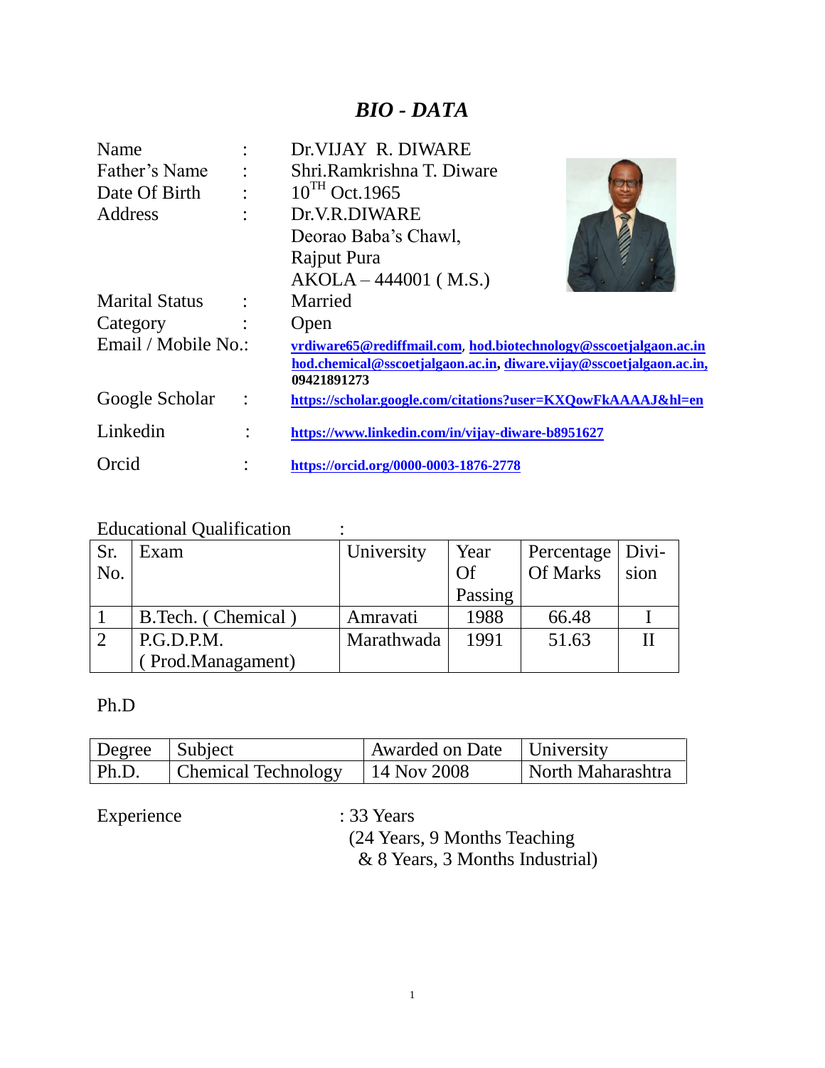# *BIO - DATA*

Name : Dr.VIJAY R. DIWARE

Father's Name : Shri.Ramkrishna T. Diware

Date Of Birth : 10TH Oct.1965

Address : Dr.V.R.DIWARE
Deorao Baba's Chawl,
Rajput Pura
AKOLA – 444001 ( M.S.)

Marital Status : Married

Category : Open

Email / Mobile No.: **vrdiware65@rediffmail.com**, **hod.biotechnology@sscoetjalgaon.ac.in** **hod.chemical@sscoetjalgaon.ac.in**, **diware.vijay@sscoetjalgaon.ac.in,** **09421891273**

Google Scholar : **https://scholar.google.com/citations?user=KXQowFkAAAAJ&hl=en**

Linkedin : **https://www.linkedin.com/in/vijay-diware-b8951627**

Orcid : **https://orcid.org/0000-0003-1876-2778**

Educational Qualification :

| Sr. No. | Exam | University | Year Of Passing | Percentage Of Marks | Division |
|---|---|---|---|---|---|
| 1 | B.Tech. ( Chemical ) | Amravati | 1988 | 66.48 | I |
| 2 | P.G.D.P.M. ( Prod.Managament) | Marathwada | 1991 | 51.63 | II |

Ph.D

| Degree | Subject | Awarded on Date | University |
|---|---|---|---|
| Ph.D. | Chemical Technology | 14 Nov 2008 | North Maharashtra |

Experience : 33 Years
(24 Years, 9 Months Teaching
& 8 Years, 3 Months Industrial)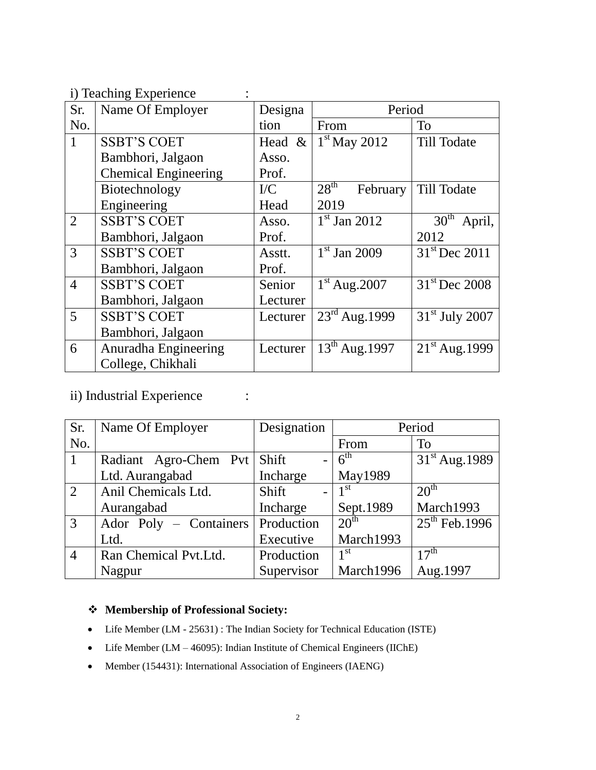i) Teaching Experience :

| Sr. No. | Name Of Employer | Designation | Period | |
|---|---|---|---|---|
| | | | From | To |
| 1 | SSBT'S COET Bambhori, Jalgaon Chemical Engineering | Head & Asso. Prof. | 1st May 2012 | Till Todate |
| | Biotechnology Engineering | I/C Head | 28th February 2019 | Till Todate |
| 2 | SSBT'S COET Bambhori, Jalgaon | Asso. Prof. | 1st Jan 2012 | 30th April, 2012 |
| 3 | SSBT'S COET Bambhori, Jalgaon | Asstt. Prof. | 1st Jan 2009 | 31st Dec 2011 |
| 4 | SSBT'S COET Bambhori, Jalgaon | Senior Lecturer | 1st Aug.2007 | 31st Dec 2008 |
| 5 | SSBT'S COET Bambhori, Jalgaon | Lecturer | 23rd Aug.1999 | 31st July 2007 |
| 6 | Anuradha Engineering College, Chikhali | Lecturer | 13th Aug.1997 | 21st Aug.1999 |

ii) Industrial Experience :

| Sr. No. | Name Of Employer | Designation | Period | |
|---|---|---|---|---|
| | | | From | To |
| 1 | Radiant Agro-Chem Pvt Ltd. Aurangabad | Shift - Incharge | 6th May1989 | 31st Aug.1989 |
| 2 | Anil Chemicals Ltd. Aurangabad | Shift - Incharge | 1st Sept.1989 | 20th March1993 |
| 3 | Ador Poly – Containers Ltd. | Production Executive | 20th March1993 | 25th Feb.1996 |
| 4 | Ran Chemical Pvt.Ltd. Nagpur | Production Supervisor | 1st March1996 | 17th Aug.1997 |

- **Membership of Professional Society:**
  - Life Member (LM - 25631) : The Indian Society for Technical Education (ISTE)
  - Life Member (LM – 46095): Indian Institute of Chemical Engineers (IIChE)
  - Member (154431): International Association of Engineers (IAENG)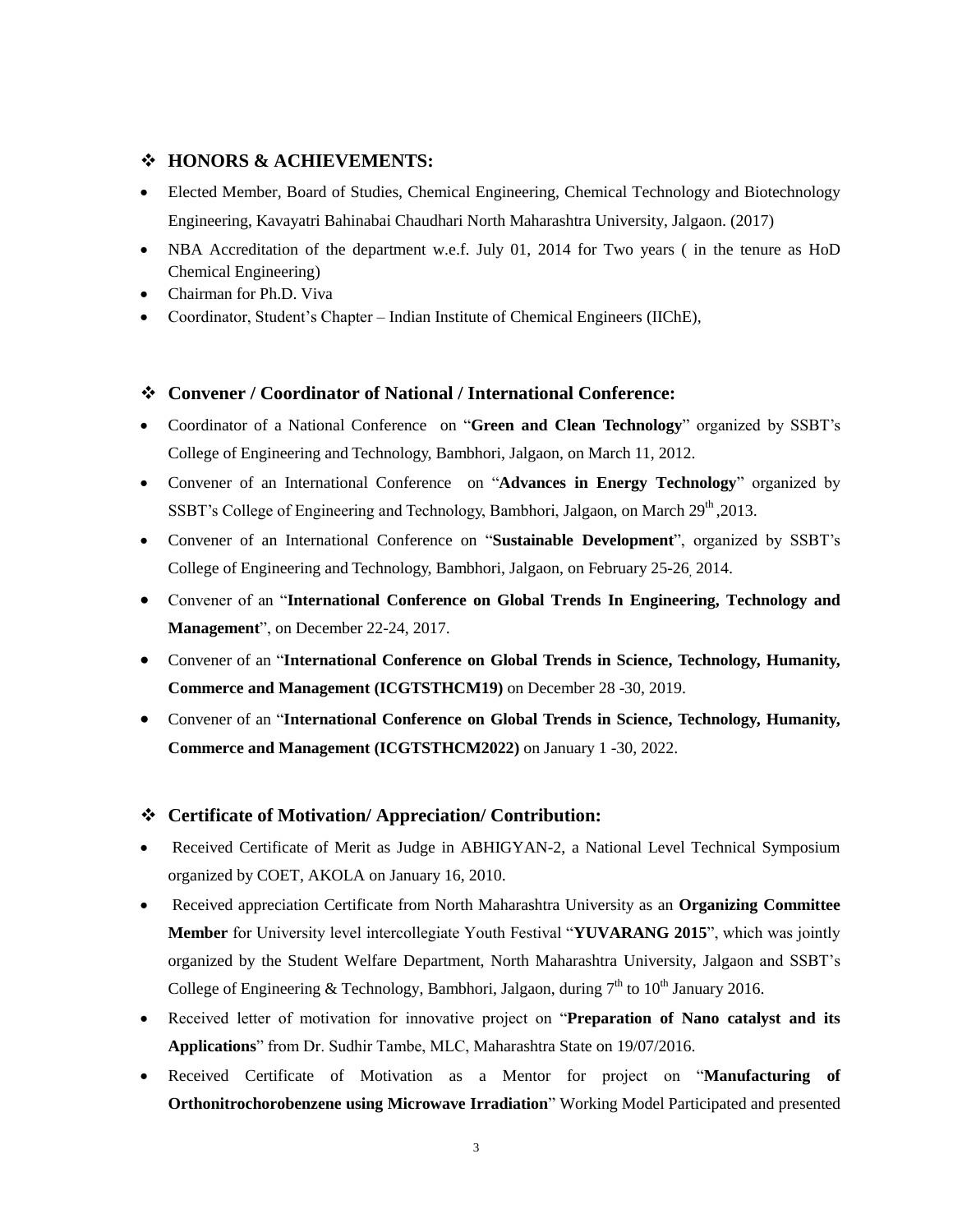## ❖ HONORS & ACHIEVEMENTS:

- Elected Member, Board of Studies, Chemical Engineering, Chemical Technology and Biotechnology Engineering, Kavayatri Bahinabai Chaudhari North Maharashtra University, Jalgaon. (2017)
- NBA Accreditation of the department w.e.f. July 01, 2014 for Two years ( in the tenure as HoD Chemical Engineering)
- Chairman for Ph.D. Viva
- Coordinator, Student's Chapter – Indian Institute of Chemical Engineers (IIChE),

## ❖ Convener / Coordinator of National / International Conference:

- Coordinator of a National Conference on "**Green and Clean Technology**" organized by SSBT's College of Engineering and Technology, Bambhori, Jalgaon, on March 11, 2012.
- Convener of an International Conference on "**Advances in Energy Technology**" organized by SSBT's College of Engineering and Technology, Bambhori, Jalgaon, on March 29th ,2013.
- Convener of an International Conference on "**Sustainable Development**", organized by SSBT's College of Engineering and Technology, Bambhori, Jalgaon, on February 25-26, 2014.
- Convener of an "**International Conference on Global Trends In Engineering, Technology and Management**", on December 22-24, 2017.
- Convener of an "**International Conference on Global Trends in Science, Technology, Humanity, Commerce and Management (ICGTSTHCM19)** on December 28 -30, 2019.
- Convener of an "**International Conference on Global Trends in Science, Technology, Humanity, Commerce and Management (ICGTSTHCM2022)** on January 1 -30, 2022.

## ❖ Certificate of Motivation/ Appreciation/ Contribution:

- Received Certificate of Merit as Judge in ABHIGYAN-2, a National Level Technical Symposium organized by COET, AKOLA on January 16, 2010.
- Received appreciation Certificate from North Maharashtra University as an **Organizing Committee Member** for University level intercollegiate Youth Festival "**YUVARANG 2015**", which was jointly organized by the Student Welfare Department, North Maharashtra University, Jalgaon and SSBT's College of Engineering & Technology, Bambhori, Jalgaon, during 7th to 10th January 2016.
- Received letter of motivation for innovative project on "**Preparation of Nano catalyst and its Applications**" from Dr. Sudhir Tambe, MLC, Maharashtra State on 19/07/2016.
- Received Certificate of Motivation as a Mentor for project on "**Manufacturing of Orthonitrochorobenzene using Microwave Irradiation**" Working Model Participated and presented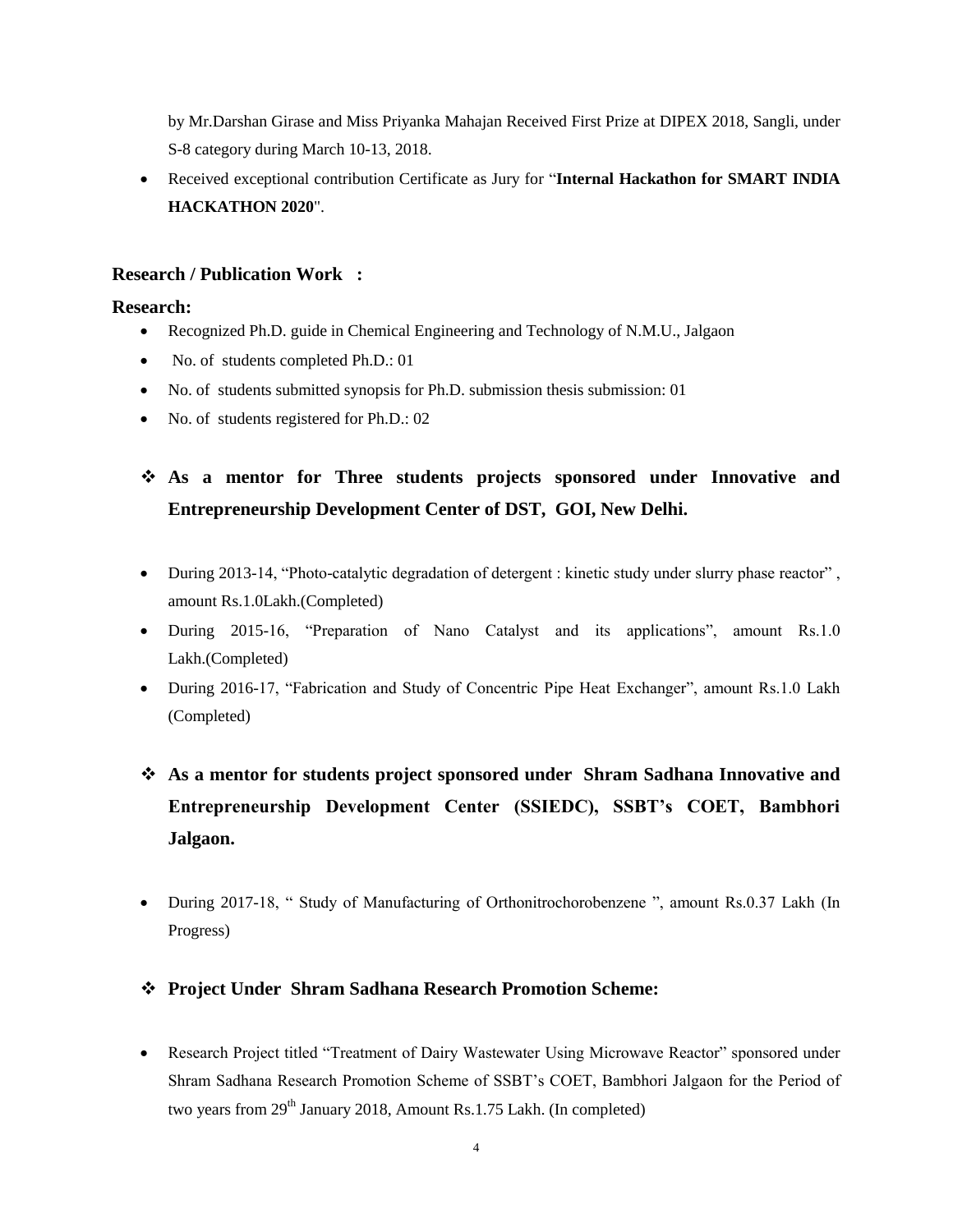by Mr.Darshan Girase and Miss Priyanka Mahajan Received First Prize at DIPEX 2018, Sangli, under S-8 category during March 10-13, 2018.

- Received exceptional contribution Certificate as Jury for "**Internal Hackathon for SMART INDIA HACKATHON 2020**".

### Research / Publication Work :

### Research:

- Recognized Ph.D. guide in Chemical Engineering and Technology of N.M.U., Jalgaon
- No. of students completed Ph.D.: 01
- No. of students submitted synopsis for Ph.D. submission thesis submission: 01
- No. of students registered for Ph.D.: 02

### ❖ As a mentor for Three students projects sponsored under Innovative and Entrepreneurship Development Center of DST, GOI, New Delhi.

- During 2013-14, "Photo-catalytic degradation of detergent : kinetic study under slurry phase reactor" , amount Rs.1.0Lakh.(Completed)
- During 2015-16, "Preparation of Nano Catalyst and its applications", amount Rs.1.0 Lakh.(Completed)
- During 2016-17, "Fabrication and Study of Concentric Pipe Heat Exchanger", amount Rs.1.0 Lakh (Completed)

### ❖ As a mentor for students project sponsored under Shram Sadhana Innovative and Entrepreneurship Development Center (SSIEDC), SSBT's COET, Bambhori Jalgaon.

- During 2017-18, " Study of Manufacturing of Orthonitrochorobenzene ", amount Rs.0.37 Lakh (In Progress)

### ❖ Project Under Shram Sadhana Research Promotion Scheme:

- Research Project titled "Treatment of Dairy Wastewater Using Microwave Reactor" sponsored under Shram Sadhana Research Promotion Scheme of SSBT's COET, Bambhori Jalgaon for the Period of two years from 29th January 2018, Amount Rs.1.75 Lakh. (In completed)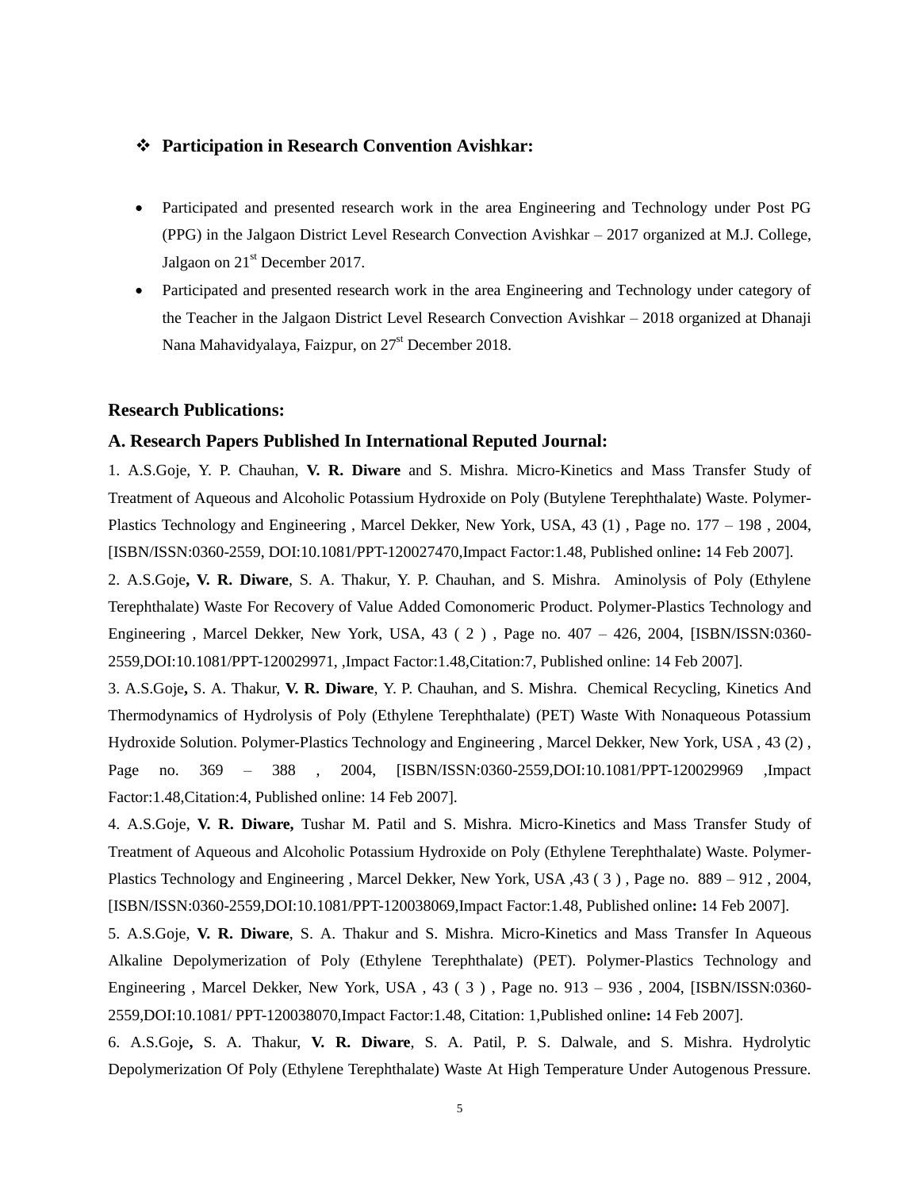## ❖ Participation in Research Convention Avishkar:

- Participated and presented research work in the area Engineering and Technology under Post PG (PPG) in the Jalgaon District Level Research Convection Avishkar – 2017 organized at M.J. College, Jalgaon on 21st December 2017.
- Participated and presented research work in the area Engineering and Technology under category of the Teacher in the Jalgaon District Level Research Convection Avishkar – 2018 organized at Dhanaji Nana Mahavidyalaya, Faizpur, on 27st December 2018.

## Research Publications:

### A. Research Papers Published In International Reputed Journal:

1. A.S.Goje, Y. P. Chauhan, **V. R. Diware** and S. Mishra. Micro-Kinetics and Mass Transfer Study of Treatment of Aqueous and Alcoholic Potassium Hydroxide on Poly (Butylene Terephthalate) Waste. Polymer-Plastics Technology and Engineering , Marcel Dekker, New York, USA, 43 (1) , Page no. 177 – 198 , 2004, [ISBN/ISSN:0360-2559, DOI:10.1081/PPT-120027470,Impact Factor:1.48, Published online**:** 14 Feb 2007].

2. A.S.Goje**, V. R. Diware**, S. A. Thakur, Y. P. Chauhan, and S. Mishra. Aminolysis of Poly (Ethylene Terephthalate) Waste For Recovery of Value Added Comonomeric Product. Polymer-Plastics Technology and Engineering , Marcel Dekker, New York, USA, 43 ( 2 ) , Page no. 407 – 426, 2004, [ISBN/ISSN:0360-2559,DOI:10.1081/PPT-120029971, ,Impact Factor:1.48,Citation:7, Published online: 14 Feb 2007].

3. A.S.Goje**,** S. A. Thakur, **V. R. Diware**, Y. P. Chauhan, and S. Mishra. Chemical Recycling, Kinetics And Thermodynamics of Hydrolysis of Poly (Ethylene Terephthalate) (PET) Waste With Nonaqueous Potassium Hydroxide Solution. Polymer-Plastics Technology and Engineering , Marcel Dekker, New York, USA , 43 (2) , Page no. 369 – 388 , 2004, [ISBN/ISSN:0360-2559,DOI:10.1081/PPT-120029969 ,Impact Factor:1.48,Citation:4, Published online: 14 Feb 2007].

4. A.S.Goje, **V. R. Diware,** Tushar M. Patil and S. Mishra. Micro-Kinetics and Mass Transfer Study of Treatment of Aqueous and Alcoholic Potassium Hydroxide on Poly (Ethylene Terephthalate) Waste. Polymer-Plastics Technology and Engineering , Marcel Dekker, New York, USA ,43 ( 3 ) , Page no. 889 – 912 , 2004, [ISBN/ISSN:0360-2559,DOI:10.1081/PPT-120038069,Impact Factor:1.48, Published online**:** 14 Feb 2007].

5. A.S.Goje, **V. R. Diware**, S. A. Thakur and S. Mishra. Micro-Kinetics and Mass Transfer In Aqueous Alkaline Depolymerization of Poly (Ethylene Terephthalate) (PET). Polymer-Plastics Technology and Engineering , Marcel Dekker, New York, USA , 43 ( 3 ) , Page no. 913 – 936 , 2004, [ISBN/ISSN:0360-2559,DOI:10.1081/ PPT-120038070,Impact Factor:1.48, Citation: 1,Published online**:** 14 Feb 2007].

6. A.S.Goje**,** S. A. Thakur, **V. R. Diware**, S. A. Patil, P. S. Dalwale, and S. Mishra. Hydrolytic Depolymerization Of Poly (Ethylene Terephthalate) Waste At High Temperature Under Autogenous Pressure.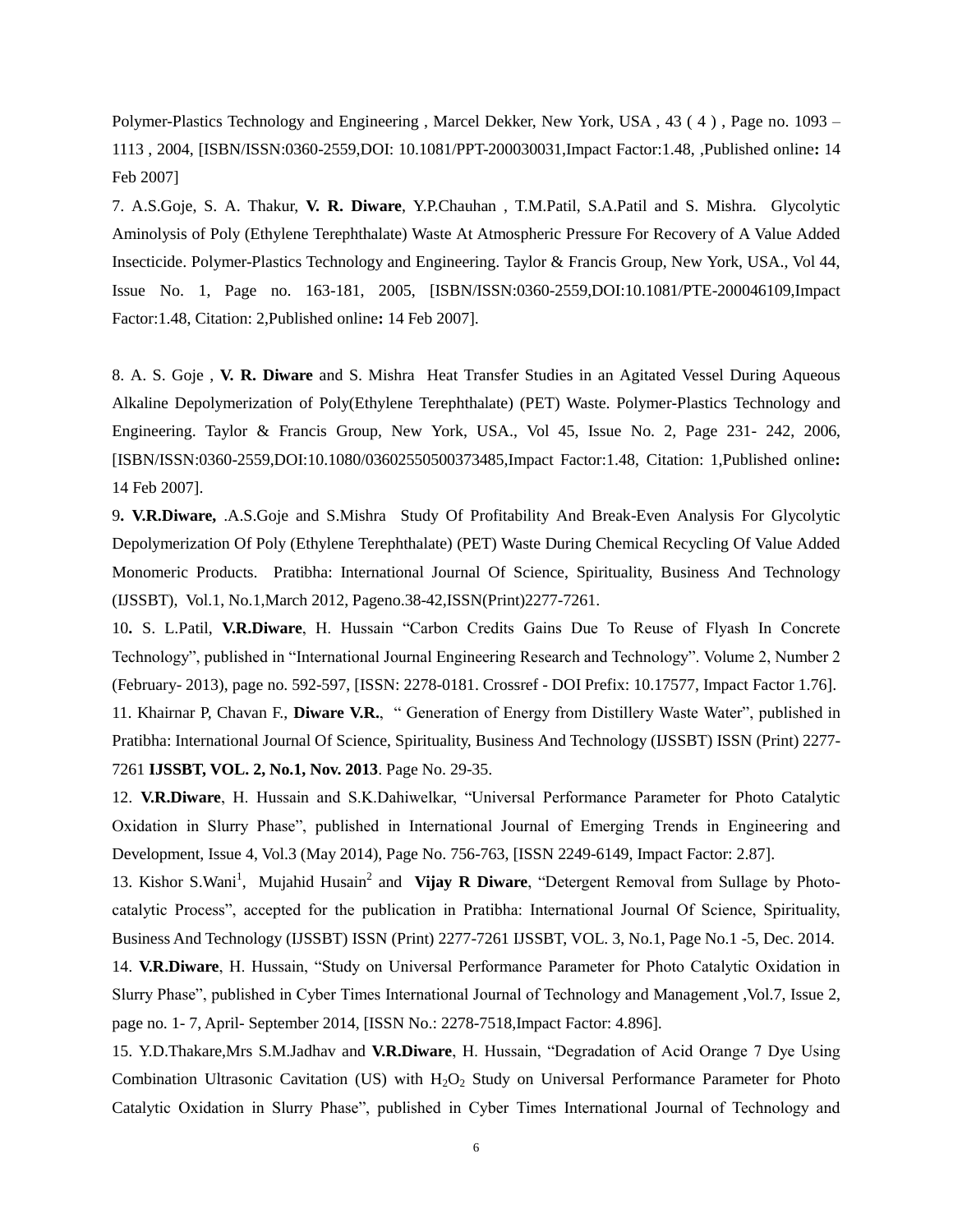Polymer-Plastics Technology and Engineering , Marcel Dekker, New York, USA , 43 ( 4 ) , Page no. 1093 – 1113 , 2004, [ISBN/ISSN:0360-2559,DOI: 10.1081/PPT-200030031,Impact Factor:1.48, ,Published online**:** 14 Feb 2007]

7. A.S.Goje, S. A. Thakur, **V. R. Diware**, Y.P.Chauhan , T.M.Patil, S.A.Patil and S. Mishra. Glycolytic Aminolysis of Poly (Ethylene Terephthalate) Waste At Atmospheric Pressure For Recovery of A Value Added Insecticide. Polymer-Plastics Technology and Engineering. Taylor & Francis Group, New York, USA., Vol 44, Issue No. 1, Page no. 163-181, 2005, [ISBN/ISSN:0360-2559,DOI:10.1081/PTE-200046109,Impact Factor:1.48, Citation: 2,Published online**:** 14 Feb 2007].

8. A. S. Goje , **V. R. Diware** and S. Mishra Heat Transfer Studies in an Agitated Vessel During Aqueous Alkaline Depolymerization of Poly(Ethylene Terephthalate) (PET) Waste. Polymer-Plastics Technology and Engineering. Taylor & Francis Group, New York, USA., Vol 45, Issue No. 2, Page 231- 242, 2006, [ISBN/ISSN:0360-2559,DOI:10.1080/03602550500373485,Impact Factor:1.48, Citation: 1,Published online**:** 14 Feb 2007].

9**. V.R.Diware,** .A.S.Goje and S.Mishra Study Of Profitability And Break-Even Analysis For Glycolytic Depolymerization Of Poly (Ethylene Terephthalate) (PET) Waste During Chemical Recycling Of Value Added Monomeric Products. Pratibha: International Journal Of Science, Spirituality, Business And Technology (IJSSBT), Vol.1, No.1,March 2012, Pageno.38-42,ISSN(Print)2277-7261.

10**.** S. L.Patil, **V.R.Diware**, H. Hussain "Carbon Credits Gains Due To Reuse of Flyash In Concrete Technology", published in "International Journal Engineering Research and Technology". Volume 2, Number 2 (February- 2013), page no. 592-597, [ISSN: 2278-0181. Crossref - DOI Prefix: 10.17577, Impact Factor 1.76].

11. Khairnar P, Chavan F., **Diware V.R.**, " Generation of Energy from Distillery Waste Water", published in Pratibha: International Journal Of Science, Spirituality, Business And Technology (IJSSBT) ISSN (Print) 2277-7261 **IJSSBT, VOL. 2, No.1, Nov. 2013**. Page No. 29-35.

12. **V.R.Diware**, H. Hussain and S.K.Dahiwelkar, "Universal Performance Parameter for Photo Catalytic Oxidation in Slurry Phase", published in International Journal of Emerging Trends in Engineering and Development, Issue 4, Vol.3 (May 2014), Page No. 756-763, [ISSN 2249-6149, Impact Factor: 2.87].

13. Kishor S.Wani[1], Mujahid Husain[2] and **Vijay R Diware**, "Detergent Removal from Sullage by Photo-catalytic Process", accepted for the publication in Pratibha: International Journal Of Science, Spirituality, Business And Technology (IJSSBT) ISSN (Print) 2277-7261 IJSSBT, VOL. 3, No.1, Page No.1 -5, Dec. 2014.

14. **V.R.Diware**, H. Hussain, "Study on Universal Performance Parameter for Photo Catalytic Oxidation in Slurry Phase", published in Cyber Times International Journal of Technology and Management ,Vol.7, Issue 2, page no. 1- 7, April- September 2014, [ISSN No.: 2278-7518,Impact Factor: 4.896].

15. Y.D.Thakare,Mrs S.M.Jadhav and **V.R.Diware**, H. Hussain, "Degradation of Acid Orange 7 Dye Using Combination Ultrasonic Cavitation (US) with $H_2O_2$ Study on Universal Performance Parameter for Photo Catalytic Oxidation in Slurry Phase", published in Cyber Times International Journal of Technology and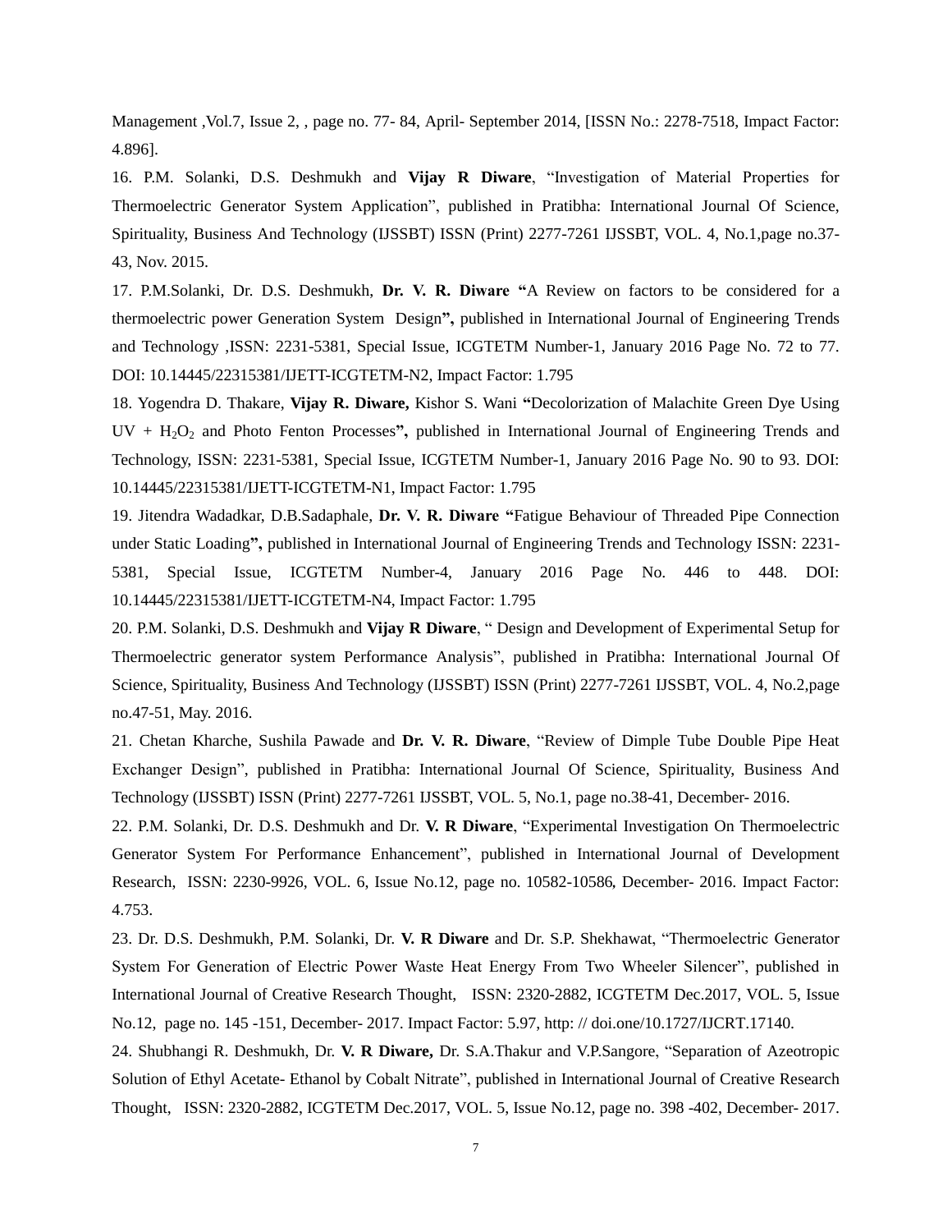Management ,Vol.7, Issue 2, , page no. 77- 84, April- September 2014, [ISSN No.: 2278-7518, Impact Factor: 4.896].

16. P.M. Solanki, D.S. Deshmukh and **Vijay R Diware**, "Investigation of Material Properties for Thermoelectric Generator System Application", published in Pratibha: International Journal Of Science, Spirituality, Business And Technology (IJSSBT) ISSN (Print) 2277-7261 IJSSBT, VOL. 4, No.1,page no.37-43, Nov. 2015.

17. P.M.Solanki, Dr. D.S. Deshmukh, **Dr. V. R. Diware "**A Review on factors to be considered for a thermoelectric power Generation System Design**",** published in International Journal of Engineering Trends and Technology ,ISSN: 2231-5381, Special Issue, ICGTETM Number-1, January 2016 Page No. 72 to 77. DOI: 10.14445/22315381/IJETT-ICGTETM-N2, Impact Factor: 1.795

18. Yogendra D. Thakare, **Vijay R. Diware,** Kishor S. Wani **"**Decolorization of Malachite Green Dye Using UV + $H_2O_2$ and Photo Fenton Processes**",** published in International Journal of Engineering Trends and Technology, ISSN: 2231-5381, Special Issue, ICGTETM Number-1, January 2016 Page No. 90 to 93. DOI: 10.14445/22315381/IJETT-ICGTETM-N1, Impact Factor: 1.795

19. Jitendra Wadadkar, D.B.Sadaphale, **Dr. V. R. Diware "**Fatigue Behaviour of Threaded Pipe Connection under Static Loading**",** published in International Journal of Engineering Trends and Technology ISSN: 2231-5381, Special Issue, ICGTETM Number-4, January 2016 Page No. 446 to 448. DOI: 10.14445/22315381/IJETT-ICGTETM-N4, Impact Factor: 1.795

20. P.M. Solanki, D.S. Deshmukh and **Vijay R Diware**, " Design and Development of Experimental Setup for Thermoelectric generator system Performance Analysis", published in Pratibha: International Journal Of Science, Spirituality, Business And Technology (IJSSBT) ISSN (Print) 2277-7261 IJSSBT, VOL. 4, No.2,page no.47-51, May. 2016.

21. Chetan Kharche, Sushila Pawade and **Dr. V. R. Diware**, "Review of Dimple Tube Double Pipe Heat Exchanger Design", published in Pratibha: International Journal Of Science, Spirituality, Business And Technology (IJSSBT) ISSN (Print) 2277-7261 IJSSBT, VOL. 5, No.1, page no.38-41, December- 2016.

22. P.M. Solanki, Dr. D.S. Deshmukh and Dr. **V. R Diware**, "Experimental Investigation On Thermoelectric Generator System For Performance Enhancement", published in International Journal of Development Research, ISSN: 2230-9926, VOL. 6, Issue No.12, page no. 10582-10586, December- 2016. Impact Factor: 4.753.

23. Dr. D.S. Deshmukh, P.M. Solanki, Dr. **V. R Diware** and Dr. S.P. Shekhawat, "Thermoelectric Generator System For Generation of Electric Power Waste Heat Energy From Two Wheeler Silencer", published in International Journal of Creative Research Thought, ISSN: 2320-2882, ICGTETM Dec.2017, VOL. 5, Issue No.12, page no. 145 -151, December- 2017. Impact Factor: 5.97, http: // doi.one/10.1727/IJCRT.17140.

24. Shubhangi R. Deshmukh, Dr. **V. R Diware,** Dr. S.A.Thakur and V.P.Sangore, "Separation of Azeotropic Solution of Ethyl Acetate- Ethanol by Cobalt Nitrate", published in International Journal of Creative Research Thought, ISSN: 2320-2882, ICGTETM Dec.2017, VOL. 5, Issue No.12, page no. 398 -402, December- 2017.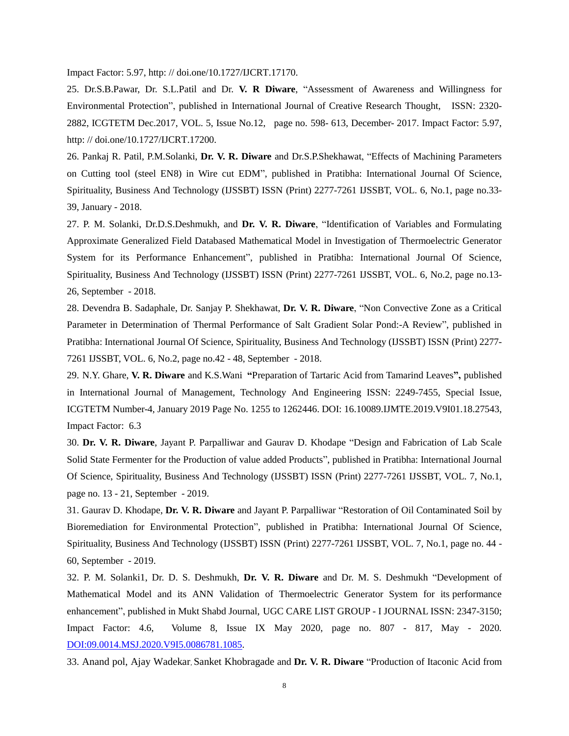Impact Factor: 5.97, http: // doi.one/10.1727/IJCRT.17170.

25. Dr.S.B.Pawar, Dr. S.L.Patil and Dr. **V. R Diware**, "Assessment of Awareness and Willingness for Environmental Protection", published in International Journal of Creative Research Thought, ISSN: 2320-2882, ICGTETM Dec.2017, VOL. 5, Issue No.12, page no. 598- 613, December- 2017. Impact Factor: 5.97, http: // doi.one/10.1727/IJCRT.17200.

26. Pankaj R. Patil, P.M.Solanki, **Dr. V. R. Diware** and Dr.S.P.Shekhawat, "Effects of Machining Parameters on Cutting tool (steel EN8) in Wire cut EDM", published in Pratibha: International Journal Of Science, Spirituality, Business And Technology (IJSSBT) ISSN (Print) 2277-7261 IJSSBT, VOL. 6, No.1, page no.33-39, January - 2018.

27. P. M. Solanki, Dr.D.S.Deshmukh, and **Dr. V. R. Diware**, "Identification of Variables and Formulating Approximate Generalized Field Databased Mathematical Model in Investigation of Thermoelectric Generator System for its Performance Enhancement", published in Pratibha: International Journal Of Science, Spirituality, Business And Technology (IJSSBT) ISSN (Print) 2277-7261 IJSSBT, VOL. 6, No.2, page no.13-26, September - 2018.

28. Devendra B. Sadaphale, Dr. Sanjay P. Shekhawat, **Dr. V. R. Diware**, "Non Convective Zone as a Critical Parameter in Determination of Thermal Performance of Salt Gradient Solar Pond:-A Review", published in Pratibha: International Journal Of Science, Spirituality, Business And Technology (IJSSBT) ISSN (Print) 2277-7261 IJSSBT, VOL. 6, No.2, page no.42 - 48, September - 2018.

29. N.Y. Ghare, **V. R. Diware** and K.S.Wani **"**Preparation of Tartaric Acid from Tamarind Leaves**",** published in International Journal of Management, Technology And Engineering ISSN: 2249-7455, Special Issue, ICGTETM Number-4, January 2019 Page No. 1255 to 1262446. DOI: 16.10089.IJMTE.2019.V9I01.18.27543, Impact Factor: 6.3

30. **Dr. V. R. Diware**, Jayant P. Parpalliwar and Gaurav D. Khodape "Design and Fabrication of Lab Scale Solid State Fermenter for the Production of value added Products", published in Pratibha: International Journal Of Science, Spirituality, Business And Technology (IJSSBT) ISSN (Print) 2277-7261 IJSSBT, VOL. 7, No.1, page no. 13 - 21, September - 2019.

31. Gaurav D. Khodape, **Dr. V. R. Diware** and Jayant P. Parpalliwar "Restoration of Oil Contaminated Soil by Bioremediation for Environmental Protection", published in Pratibha: International Journal Of Science, Spirituality, Business And Technology (IJSSBT) ISSN (Print) 2277-7261 IJSSBT, VOL. 7, No.1, page no. 44 - 60, September - 2019.

32. P. M. Solanki1, Dr. D. S. Deshmukh, **Dr. V. R. Diware** and Dr. M. S. Deshmukh "Development of Mathematical Model and its ANN Validation of Thermoelectric Generator System for its performance enhancement", published in Mukt Shabd Journal, UGC CARE LIST GROUP - I JOURNAL ISSN: 2347-3150; Impact Factor: 4.6, Volume 8, Issue IX May 2020, page no. 807 - 817, May - 2020. DOI:09.0014.MSJ.2020.V9I5.0086781.1085.

33. Anand pol, Ajay Wadekar, Sanket Khobragade and **Dr. V. R. Diware** "Production of Itaconic Acid from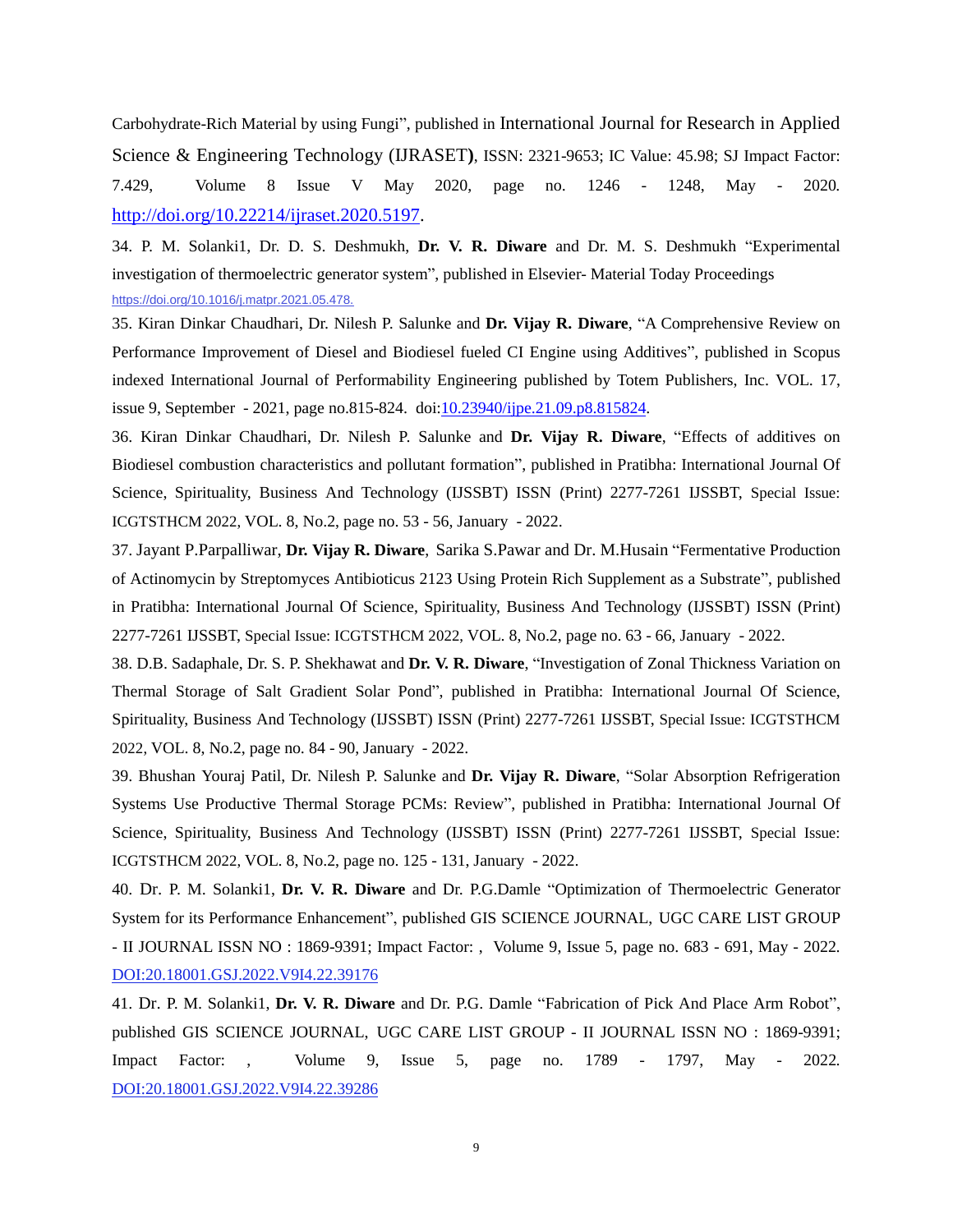Carbohydrate-Rich Material by using Fungi", published in International Journal for Research in Applied Science & Engineering Technology (IJRASET), ISSN: 2321-9653; IC Value: 45.98; SJ Impact Factor: 7.429, Volume 8 Issue V May 2020, page no. 1246 - 1248, May - 2020. http://doi.org/10.22214/ijraset.2020.5197.

34. P. M. Solanki1, Dr. D. S. Deshmukh, **Dr. V. R. Diware** and Dr. M. S. Deshmukh "Experimental investigation of thermoelectric generator system", published in Elsevier- Material Today Proceedings https://doi.org/10.1016/j.matpr.2021.05.478.

35. Kiran Dinkar Chaudhari, Dr. Nilesh P. Salunke and **Dr. Vijay R. Diware**, "A Comprehensive Review on Performance Improvement of Diesel and Biodiesel fueled CI Engine using Additives", published in Scopus indexed International Journal of Performability Engineering published by Totem Publishers, Inc. VOL. 17, issue 9, September - 2021, page no.815-824. doi:10.23940/ijpe.21.09.p8.815824.

36. Kiran Dinkar Chaudhari, Dr. Nilesh P. Salunke and **Dr. Vijay R. Diware**, "Effects of additives on Biodiesel combustion characteristics and pollutant formation", published in Pratibha: International Journal Of Science, Spirituality, Business And Technology (IJSSBT) ISSN (Print) 2277-7261 IJSSBT, Special Issue: ICGTSTHCM 2022, VOL. 8, No.2, page no. 53 - 56, January - 2022.

37. Jayant P.Parpalliwar, **Dr. Vijay R. Diware**, Sarika S.Pawar and Dr. M.Husain "Fermentative Production of Actinomycin by Streptomyces Antibioticus 2123 Using Protein Rich Supplement as a Substrate", published in Pratibha: International Journal Of Science, Spirituality, Business And Technology (IJSSBT) ISSN (Print) 2277-7261 IJSSBT, Special Issue: ICGTSTHCM 2022, VOL. 8, No.2, page no. 63 - 66, January - 2022.

38. D.B. Sadaphale, Dr. S. P. Shekhawat and **Dr. V. R. Diware**, "Investigation of Zonal Thickness Variation on Thermal Storage of Salt Gradient Solar Pond", published in Pratibha: International Journal Of Science, Spirituality, Business And Technology (IJSSBT) ISSN (Print) 2277-7261 IJSSBT, Special Issue: ICGTSTHCM 2022, VOL. 8, No.2, page no. 84 - 90, January - 2022.

39. Bhushan Youraj Patil, Dr. Nilesh P. Salunke and **Dr. Vijay R. Diware**, "Solar Absorption Refrigeration Systems Use Productive Thermal Storage PCMs: Review", published in Pratibha: International Journal Of Science, Spirituality, Business And Technology (IJSSBT) ISSN (Print) 2277-7261 IJSSBT, Special Issue: ICGTSTHCM 2022, VOL. 8, No.2, page no. 125 - 131, January - 2022.

40. Dr. P. M. Solanki1, **Dr. V. R. Diware** and Dr. P.G.Damle "Optimization of Thermoelectric Generator System for its Performance Enhancement", published GIS SCIENCE JOURNAL, UGC CARE LIST GROUP - II JOURNAL ISSN NO : 1869-9391; Impact Factor: , Volume 9, Issue 5, page no. 683 - 691, May - 2022. DOI:20.18001.GSJ.2022.V9I4.22.39176

41. Dr. P. M. Solanki1, **Dr. V. R. Diware** and Dr. P.G. Damle "Fabrication of Pick And Place Arm Robot", published GIS SCIENCE JOURNAL, UGC CARE LIST GROUP - II JOURNAL ISSN NO : 1869-9391; Impact Factor: , Volume 9, Issue 5, page no. 1789 - 1797, May - 2022. DOI:20.18001.GSJ.2022.V9I4.22.39286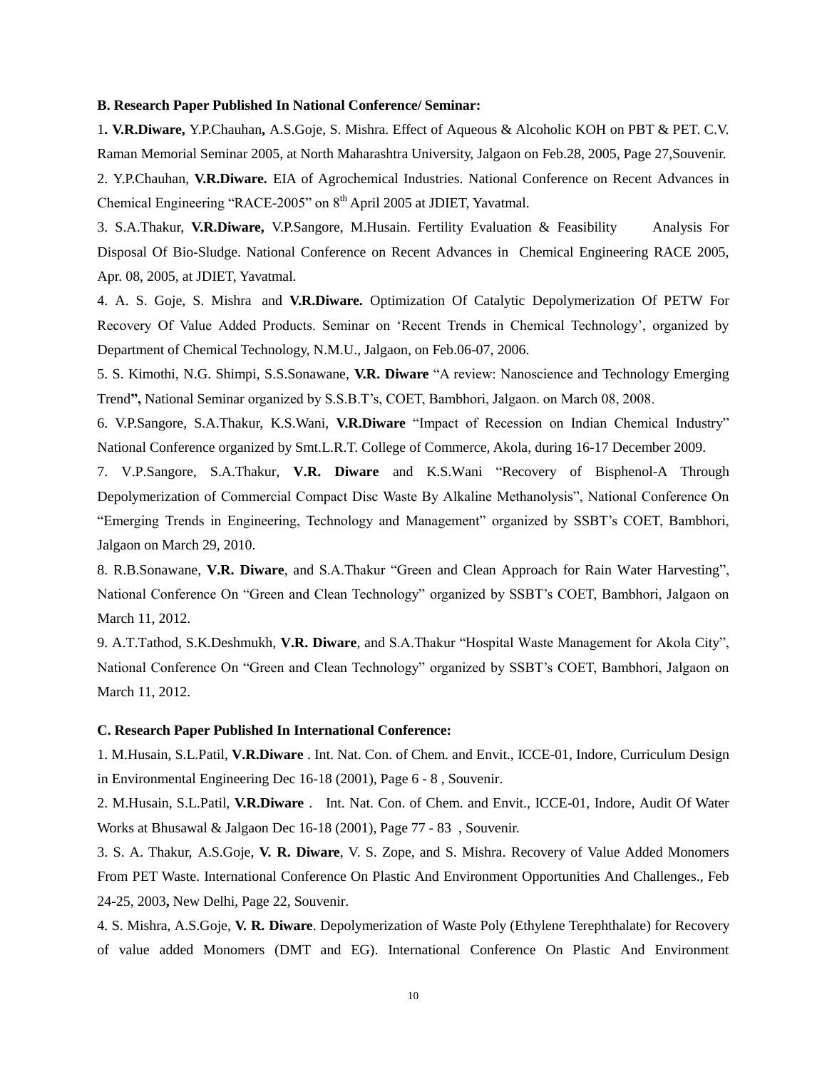**B. Research Paper Published In National Conference/ Seminar:**

1**. V.R.Diware,** Y.P.Chauhan**,** A.S.Goje, S. Mishra. Effect of Aqueous & Alcoholic KOH on PBT & PET. C.V. Raman Memorial Seminar 2005, at North Maharashtra University, Jalgaon on Feb.28, 2005, Page 27,Souvenir.

2. Y.P.Chauhan, **V.R.Diware.** EIA of Agrochemical Industries. National Conference on Recent Advances in Chemical Engineering "RACE-2005" on 8th April 2005 at JDIET, Yavatmal.

3. S.A.Thakur, **V.R.Diware,** V.P.Sangore, M.Husain. Fertility Evaluation & Feasibility Analysis For Disposal Of Bio-Sludge. National Conference on Recent Advances in Chemical Engineering RACE 2005, Apr. 08, 2005, at JDIET, Yavatmal.

4. A. S. Goje, S. Mishra and **V.R.Diware.** Optimization Of Catalytic Depolymerization Of PETW For Recovery Of Value Added Products. Seminar on 'Recent Trends in Chemical Technology', organized by Department of Chemical Technology, N.M.U., Jalgaon, on Feb.06-07, 2006.

5. S. Kimothi, N.G. Shimpi, S.S.Sonawane, **V.R. Diware** "A review: Nanoscience and Technology Emerging Trend**",** National Seminar organized by S.S.B.T's, COET, Bambhori, Jalgaon. on March 08, 2008.

6. V.P.Sangore, S.A.Thakur, K.S.Wani, **V.R.Diware** "Impact of Recession on Indian Chemical Industry" National Conference organized by Smt.L.R.T. College of Commerce, Akola, during 16-17 December 2009.

7. V.P.Sangore, S.A.Thakur, **V.R. Diware** and K.S.Wani "Recovery of Bisphenol-A Through Depolymerization of Commercial Compact Disc Waste By Alkaline Methanolysis", National Conference On "Emerging Trends in Engineering, Technology and Management" organized by SSBT's COET, Bambhori, Jalgaon on March 29, 2010.

8. R.B.Sonawane, **V.R. Diware**, and S.A.Thakur "Green and Clean Approach for Rain Water Harvesting", National Conference On "Green and Clean Technology" organized by SSBT's COET, Bambhori, Jalgaon on March 11, 2012.

9. A.T.Tathod, S.K.Deshmukh, **V.R. Diware**, and S.A.Thakur "Hospital Waste Management for Akola City", National Conference On "Green and Clean Technology" organized by SSBT's COET, Bambhori, Jalgaon on March 11, 2012.

**C. Research Paper Published In International Conference:**

1. M.Husain, S.L.Patil, **V.R.Diware** . Int. Nat. Con. of Chem. and Envit., ICCE-01, Indore, Curriculum Design in Environmental Engineering Dec 16-18 (2001), Page 6 - 8 , Souvenir.

2. M.Husain, S.L.Patil, **V.R.Diware** . Int. Nat. Con. of Chem. and Envit., ICCE-01, Indore, Audit Of Water Works at Bhusawal & Jalgaon Dec 16-18 (2001), Page 77 - 83 , Souvenir.

3. S. A. Thakur, A.S.Goje, **V. R. Diware**, V. S. Zope, and S. Mishra. Recovery of Value Added Monomers From PET Waste. International Conference On Plastic And Environment Opportunities And Challenges., Feb 24-25, 2003**,** New Delhi, Page 22, Souvenir.

4. S. Mishra, A.S.Goje, **V. R. Diware**. Depolymerization of Waste Poly (Ethylene Terephthalate) for Recovery of value added Monomers (DMT and EG). International Conference On Plastic And Environment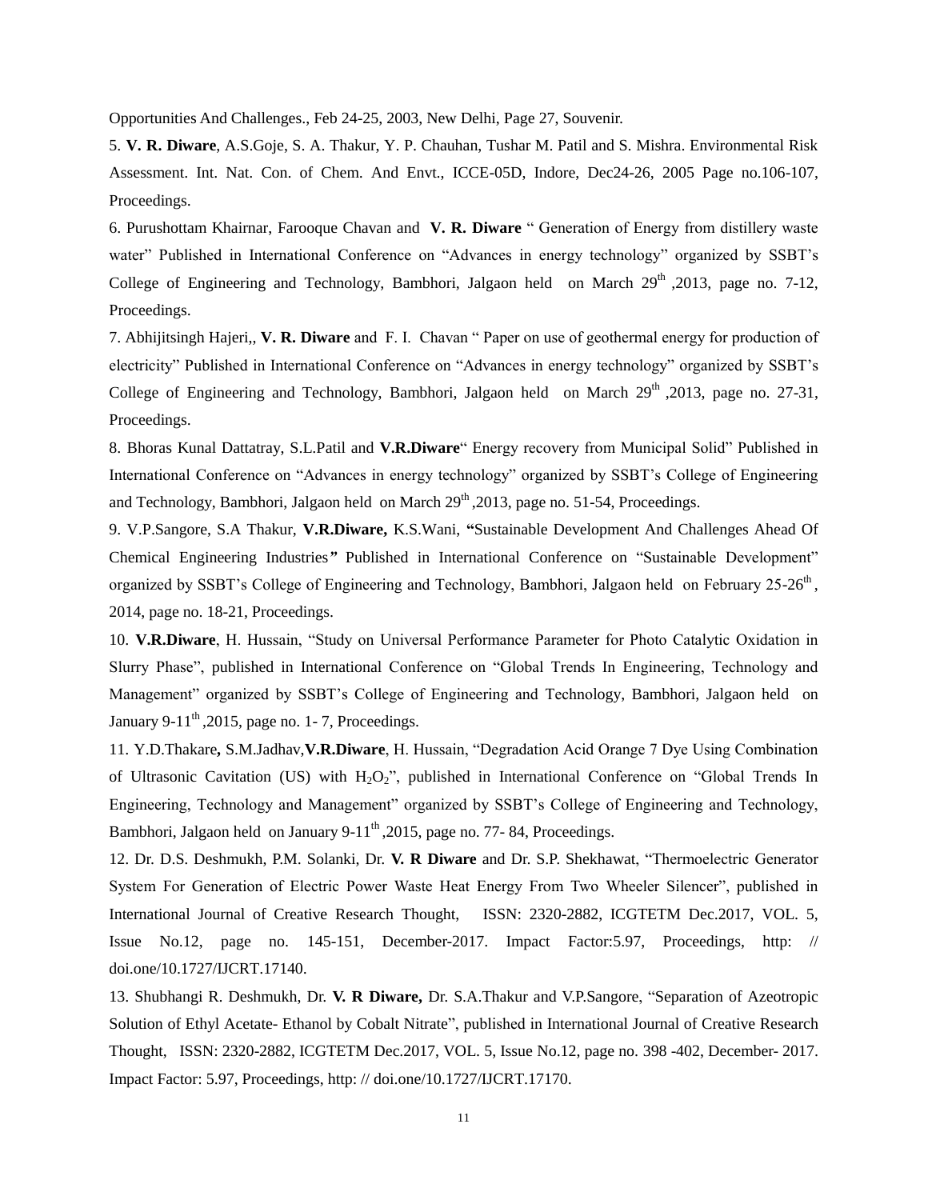Opportunities And Challenges., Feb 24-25, 2003, New Delhi, Page 27, Souvenir.

5. **V. R. Diware**, A.S.Goje, S. A. Thakur, Y. P. Chauhan, Tushar M. Patil and S. Mishra. Environmental Risk Assessment. Int. Nat. Con. of Chem. And Envt., ICCE-05D, Indore, Dec24-26, 2005 Page no.106-107, Proceedings.

6. Purushottam Khairnar, Farooque Chavan and **V. R. Diware** " Generation of Energy from distillery waste water" Published in International Conference on "Advances in energy technology" organized by SSBT's College of Engineering and Technology, Bambhori, Jalgaon held on March 29th ,2013, page no. 7-12, Proceedings.

7. Abhijitsingh Hajeri,, **V. R. Diware** and F. I. Chavan " Paper on use of geothermal energy for production of electricity" Published in International Conference on "Advances in energy technology" organized by SSBT's College of Engineering and Technology, Bambhori, Jalgaon held on March 29th ,2013, page no. 27-31, Proceedings.

8. Bhoras Kunal Dattatray, S.L.Patil and **V.R.Diware**" Energy recovery from Municipal Solid" Published in International Conference on "Advances in energy technology" organized by SSBT's College of Engineering and Technology, Bambhori, Jalgaon held on March 29th ,2013, page no. 51-54, Proceedings.

9. V.P.Sangore, S.A Thakur, **V.R.Diware,** K.S.Wani, **"**Sustainable Development And Challenges Ahead Of Chemical Engineering Industries**"** Published in International Conference on "Sustainable Development" organized by SSBT's College of Engineering and Technology, Bambhori, Jalgaon held on February 25-26th , 2014, page no. 18-21, Proceedings.

10. **V.R.Diware**, H. Hussain, "Study on Universal Performance Parameter for Photo Catalytic Oxidation in Slurry Phase", published in International Conference on "Global Trends In Engineering, Technology and Management" organized by SSBT's College of Engineering and Technology, Bambhori, Jalgaon held on January 9-11th ,2015, page no. 1- 7, Proceedings.

11. Y.D.Thakare**,** S.M.Jadhav,**V.R.Diware**, H. Hussain, "Degradation Acid Orange 7 Dye Using Combination of Ultrasonic Cavitation (US) with $H_2O_2$", published in International Conference on "Global Trends In Engineering, Technology and Management" organized by SSBT's College of Engineering and Technology, Bambhori, Jalgaon held on January 9-11th ,2015, page no. 77- 84, Proceedings.

12. Dr. D.S. Deshmukh, P.M. Solanki, Dr. **V. R Diware** and Dr. S.P. Shekhawat, "Thermoelectric Generator System For Generation of Electric Power Waste Heat Energy From Two Wheeler Silencer", published in International Journal of Creative Research Thought, ISSN: 2320-2882, ICGTETM Dec.2017, VOL. 5, Issue No.12, page no. 145-151, December-2017. Impact Factor:5.97, Proceedings, http: // doi.one/10.1727/IJCRT.17140.

13. Shubhangi R. Deshmukh, Dr. **V. R Diware,** Dr. S.A.Thakur and V.P.Sangore, "Separation of Azeotropic Solution of Ethyl Acetate- Ethanol by Cobalt Nitrate", published in International Journal of Creative Research Thought, ISSN: 2320-2882, ICGTETM Dec.2017, VOL. 5, Issue No.12, page no. 398 -402, December- 2017. Impact Factor: 5.97, Proceedings, http: // doi.one/10.1727/IJCRT.17170.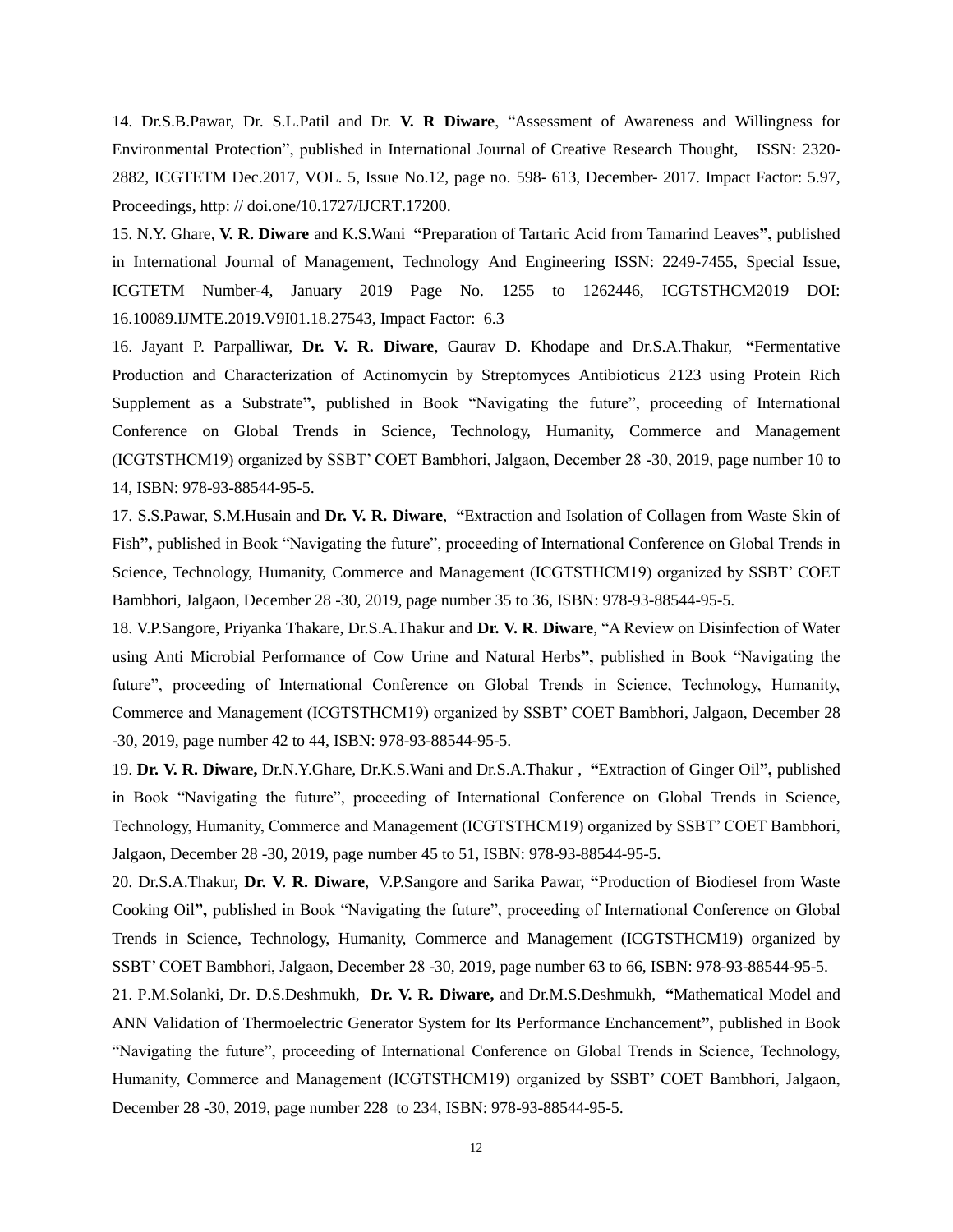14. Dr.S.B.Pawar, Dr. S.L.Patil and Dr. **V. R Diware**, "Assessment of Awareness and Willingness for Environmental Protection", published in International Journal of Creative Research Thought, ISSN: 2320-2882, ICGTETM Dec.2017, VOL. 5, Issue No.12, page no. 598- 613, December- 2017. Impact Factor: 5.97, Proceedings, http: // doi.one/10.1727/IJCRT.17200.

15. N.Y. Ghare, **V. R. Diware** and K.S.Wani **"**Preparation of Tartaric Acid from Tamarind Leaves**",** published in International Journal of Management, Technology And Engineering ISSN: 2249-7455, Special Issue, ICGTETM Number-4, January 2019 Page No. 1255 to 1262446, ICGTSTHCM2019 DOI: 16.10089.IJMTE.2019.V9I01.18.27543, Impact Factor: 6.3

16. Jayant P. Parpalliwar, **Dr. V. R. Diware**, Gaurav D. Khodape and Dr.S.A.Thakur, **"**Fermentative Production and Characterization of Actinomycin by Streptomyces Antibioticus 2123 using Protein Rich Supplement as a Substrate**",** published in Book "Navigating the future", proceeding of International Conference on Global Trends in Science, Technology, Humanity, Commerce and Management (ICGTSTHCM19) organized by SSBT' COET Bambhori, Jalgaon, December 28 -30, 2019, page number 10 to 14, ISBN: 978-93-88544-95-5.

17. S.S.Pawar, S.M.Husain and **Dr. V. R. Diware**, **"**Extraction and Isolation of Collagen from Waste Skin of Fish**",** published in Book "Navigating the future", proceeding of International Conference on Global Trends in Science, Technology, Humanity, Commerce and Management (ICGTSTHCM19) organized by SSBT' COET Bambhori, Jalgaon, December 28 -30, 2019, page number 35 to 36, ISBN: 978-93-88544-95-5.

18. V.P.Sangore, Priyanka Thakare, Dr.S.A.Thakur and **Dr. V. R. Diware**, "A Review on Disinfection of Water using Anti Microbial Performance of Cow Urine and Natural Herbs**",** published in Book "Navigating the future", proceeding of International Conference on Global Trends in Science, Technology, Humanity, Commerce and Management (ICGTSTHCM19) organized by SSBT' COET Bambhori, Jalgaon, December 28 -30, 2019, page number 42 to 44, ISBN: 978-93-88544-95-5.

19. **Dr. V. R. Diware,** Dr.N.Y.Ghare, Dr.K.S.Wani and Dr.S.A.Thakur , **"**Extraction of Ginger Oil**",** published in Book "Navigating the future", proceeding of International Conference on Global Trends in Science, Technology, Humanity, Commerce and Management (ICGTSTHCM19) organized by SSBT' COET Bambhori, Jalgaon, December 28 -30, 2019, page number 45 to 51, ISBN: 978-93-88544-95-5.

20. Dr.S.A.Thakur, **Dr. V. R. Diware**, V.P.Sangore and Sarika Pawar, **"**Production of Biodiesel from Waste Cooking Oil**",** published in Book "Navigating the future", proceeding of International Conference on Global Trends in Science, Technology, Humanity, Commerce and Management (ICGTSTHCM19) organized by SSBT' COET Bambhori, Jalgaon, December 28 -30, 2019, page number 63 to 66, ISBN: 978-93-88544-95-5.

21. P.M.Solanki, Dr. D.S.Deshmukh, **Dr. V. R. Diware,** and Dr.M.S.Deshmukh, **"**Mathematical Model and ANN Validation of Thermoelectric Generator System for Its Performance Enchancement**",** published in Book "Navigating the future", proceeding of International Conference on Global Trends in Science, Technology, Humanity, Commerce and Management (ICGTSTHCM19) organized by SSBT' COET Bambhori, Jalgaon, December 28 -30, 2019, page number 228 to 234, ISBN: 978-93-88544-95-5.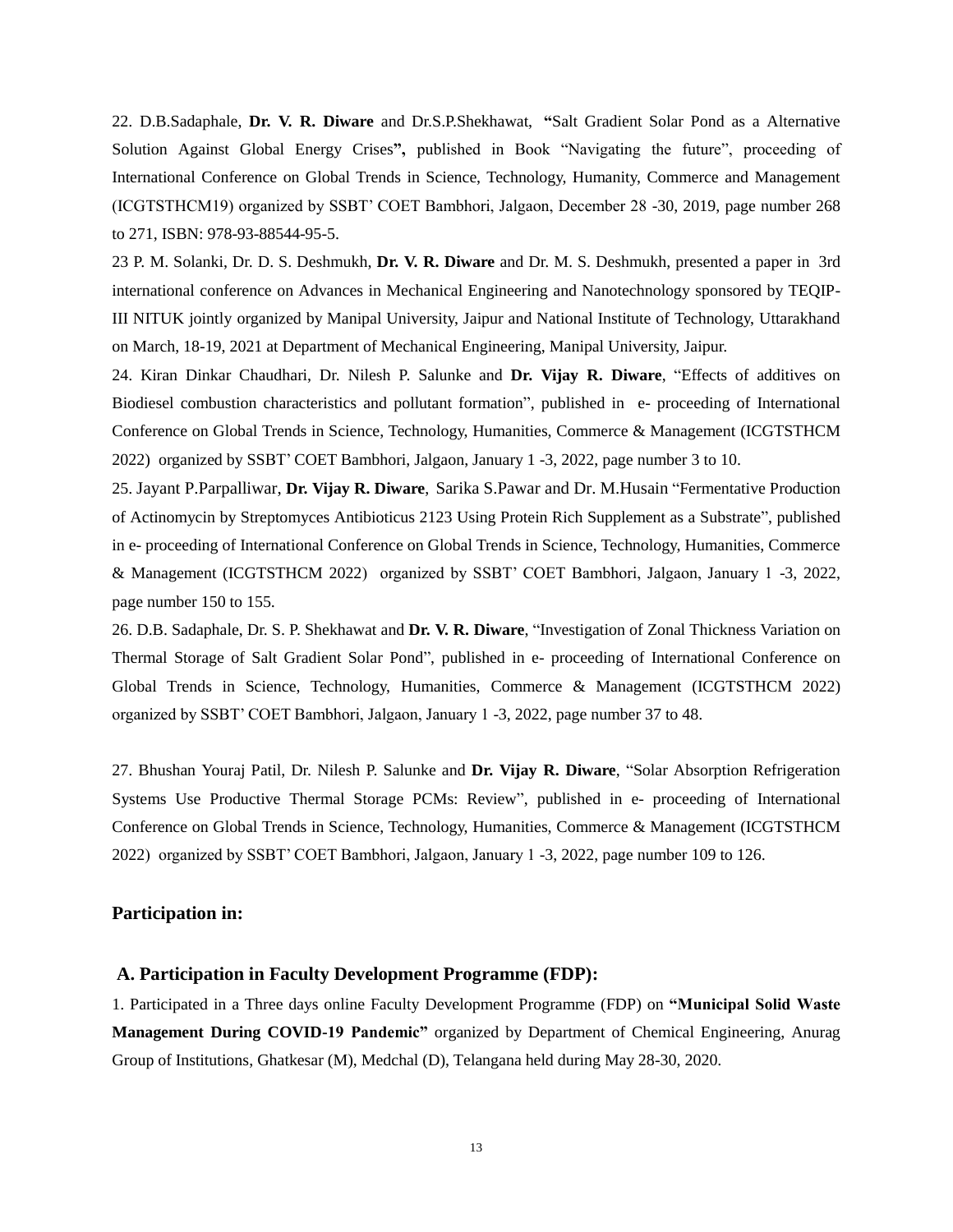22. D.B.Sadaphale, **Dr. V. R. Diware** and Dr.S.P.Shekhawat, **"**Salt Gradient Solar Pond as a Alternative Solution Against Global Energy Crises**",** published in Book "Navigating the future", proceeding of International Conference on Global Trends in Science, Technology, Humanity, Commerce and Management (ICGTSTHCM19) organized by SSBT' COET Bambhori, Jalgaon, December 28 -30, 2019, page number 268 to 271, ISBN: 978-93-88544-95-5.

23 P. M. Solanki, Dr. D. S. Deshmukh, **Dr. V. R. Diware** and Dr. M. S. Deshmukh, presented a paper in 3rd international conference on Advances in Mechanical Engineering and Nanotechnology sponsored by TEQIP-III NITUK jointly organized by Manipal University, Jaipur and National Institute of Technology, Uttarakhand on March, 18-19, 2021 at Department of Mechanical Engineering, Manipal University, Jaipur.

24. Kiran Dinkar Chaudhari, Dr. Nilesh P. Salunke and **Dr. Vijay R. Diware**, "Effects of additives on Biodiesel combustion characteristics and pollutant formation", published in e- proceeding of International Conference on Global Trends in Science, Technology, Humanities, Commerce & Management (ICGTSTHCM 2022) organized by SSBT' COET Bambhori, Jalgaon, January 1 -3, 2022, page number 3 to 10.

25. Jayant P.Parpalliwar, **Dr. Vijay R. Diware**, Sarika S.Pawar and Dr. M.Husain "Fermentative Production of Actinomycin by Streptomyces Antibioticus 2123 Using Protein Rich Supplement as a Substrate", published in e- proceeding of International Conference on Global Trends in Science, Technology, Humanities, Commerce & Management (ICGTSTHCM 2022) organized by SSBT' COET Bambhori, Jalgaon, January 1 -3, 2022, page number 150 to 155.

26. D.B. Sadaphale, Dr. S. P. Shekhawat and **Dr. V. R. Diware**, "Investigation of Zonal Thickness Variation on Thermal Storage of Salt Gradient Solar Pond", published in e- proceeding of International Conference on Global Trends in Science, Technology, Humanities, Commerce & Management (ICGTSTHCM 2022) organized by SSBT' COET Bambhori, Jalgaon, January 1 -3, 2022, page number 37 to 48.

27. Bhushan Youraj Patil, Dr. Nilesh P. Salunke and **Dr. Vijay R. Diware**, "Solar Absorption Refrigeration Systems Use Productive Thermal Storage PCMs: Review", published in e- proceeding of International Conference on Global Trends in Science, Technology, Humanities, Commerce & Management (ICGTSTHCM 2022) organized by SSBT' COET Bambhori, Jalgaon, January 1 -3, 2022, page number 109 to 126.

## Participation in:

### A. Participation in Faculty Development Programme (FDP):

1. Participated in a Three days online Faculty Development Programme (FDP) on **"Municipal Solid Waste Management During COVID-19 Pandemic"** organized by Department of Chemical Engineering, Anurag Group of Institutions, Ghatkesar (M), Medchal (D), Telangana held during May 28-30, 2020.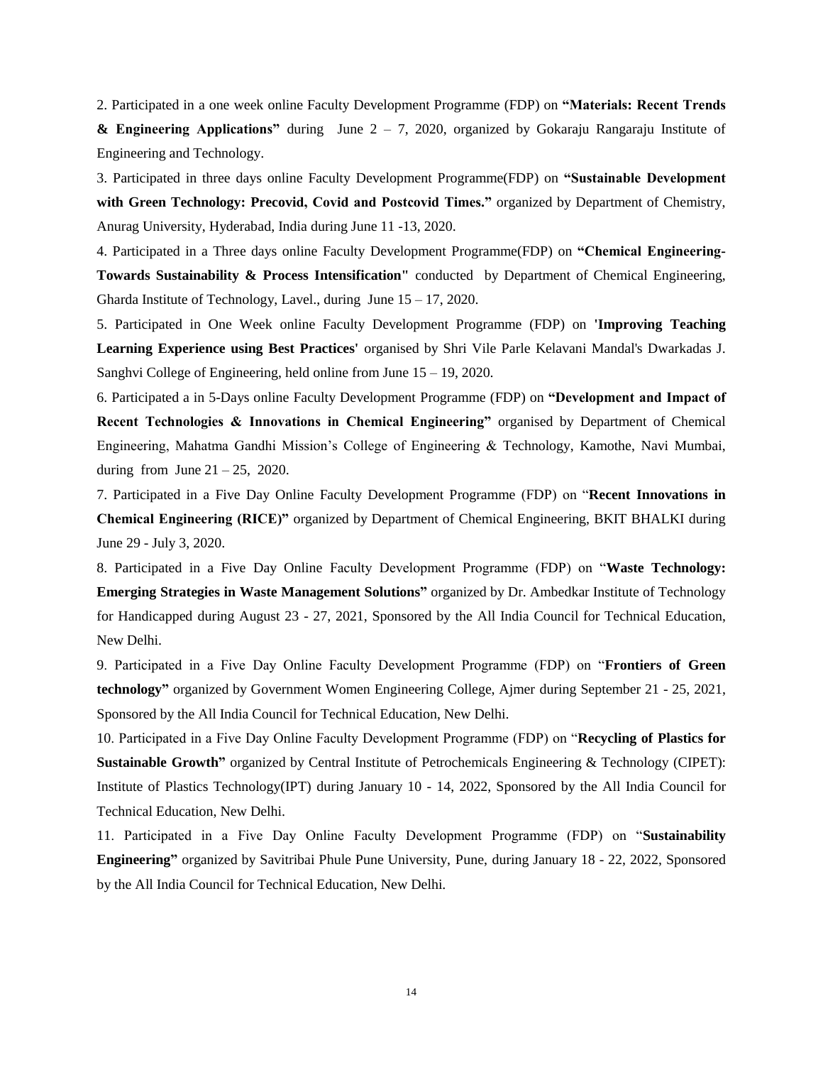2. Participated in a one week online Faculty Development Programme (FDP) on **"Materials: Recent Trends & Engineering Applications"** during June 2 – 7, 2020, organized by Gokaraju Rangaraju Institute of Engineering and Technology.

3. Participated in three days online Faculty Development Programme(FDP) on **"Sustainable Development with Green Technology: Precovid, Covid and Postcovid Times."** organized by Department of Chemistry, Anurag University, Hyderabad, India during June 11 -13, 2020.

4. Participated in a Three days online Faculty Development Programme(FDP) on **"Chemical Engineering-Towards Sustainability & Process Intensification"** conducted by Department of Chemical Engineering, Gharda Institute of Technology, Lavel., during June 15 – 17, 2020.

5. Participated in One Week online Faculty Development Programme (FDP) on **'Improving Teaching Learning Experience using Best Practices'** organised by Shri Vile Parle Kelavani Mandal's Dwarkadas J. Sanghvi College of Engineering, held online from June 15 – 19, 2020.

6. Participated a in 5-Days online Faculty Development Programme (FDP) on **"Development and Impact of Recent Technologies & Innovations in Chemical Engineering"** organised by Department of Chemical Engineering, Mahatma Gandhi Mission's College of Engineering & Technology, Kamothe, Navi Mumbai, during from June 21 – 25, 2020.

7. Participated in a Five Day Online Faculty Development Programme (FDP) on "**Recent Innovations in Chemical Engineering (RICE)"** organized by Department of Chemical Engineering, BKIT BHALKI during June 29 - July 3, 2020.

8. Participated in a Five Day Online Faculty Development Programme (FDP) on "**Waste Technology: Emerging Strategies in Waste Management Solutions"** organized by Dr. Ambedkar Institute of Technology for Handicapped during August 23 - 27, 2021, Sponsored by the All India Council for Technical Education, New Delhi.

9. Participated in a Five Day Online Faculty Development Programme (FDP) on "**Frontiers of Green technology"** organized by Government Women Engineering College, Ajmer during September 21 - 25, 2021, Sponsored by the All India Council for Technical Education, New Delhi.

10. Participated in a Five Day Online Faculty Development Programme (FDP) on "**Recycling of Plastics for Sustainable Growth"** organized by Central Institute of Petrochemicals Engineering & Technology (CIPET): Institute of Plastics Technology(IPT) during January 10 - 14, 2022, Sponsored by the All India Council for Technical Education, New Delhi.

11. Participated in a Five Day Online Faculty Development Programme (FDP) on "**Sustainability Engineering"** organized by Savitribai Phule Pune University, Pune, during January 18 - 22, 2022, Sponsored by the All India Council for Technical Education, New Delhi.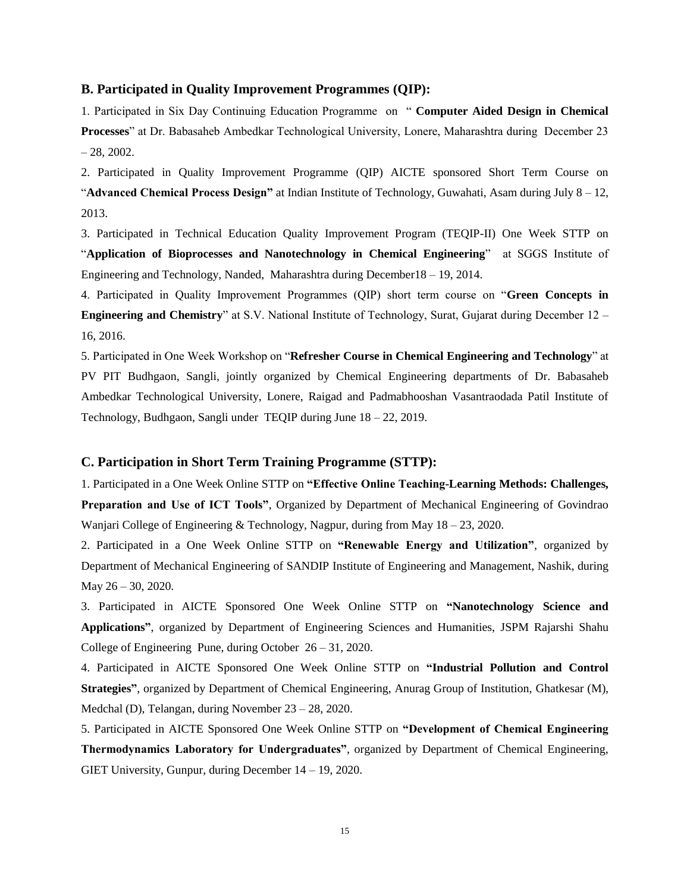### B. Participated in Quality Improvement Programmes (QIP):

1. Participated in Six Day Continuing Education Programme on " **Computer Aided Design in Chemical Processes**" at Dr. Babasaheb Ambedkar Technological University, Lonere, Maharashtra during December 23 – 28, 2002.

2. Participated in Quality Improvement Programme (QIP) AICTE sponsored Short Term Course on "**Advanced Chemical Process Design"** at Indian Institute of Technology, Guwahati, Asam during July 8 – 12, 2013.

3. Participated in Technical Education Quality Improvement Program (TEQIP-II) One Week STTP on "**Application of Bioprocesses and Nanotechnology in Chemical Engineering**" at SGGS Institute of Engineering and Technology, Nanded, Maharashtra during December18 – 19, 2014.

4. Participated in Quality Improvement Programmes (QIP) short term course on "**Green Concepts in Engineering and Chemistry**" at S.V. National Institute of Technology, Surat, Gujarat during December 12 – 16, 2016.

5. Participated in One Week Workshop on "**Refresher Course in Chemical Engineering and Technology**" at PV PIT Budhgaon, Sangli, jointly organized by Chemical Engineering departments of Dr. Babasaheb Ambedkar Technological University, Lonere, Raigad and Padmabhooshan Vasantraodada Patil Institute of Technology, Budhgaon, Sangli under TEQIP during June 18 – 22, 2019.

### C. Participation in Short Term Training Programme (STTP):

1. Participated in a One Week Online STTP on **"Effective Online Teaching-Learning Methods: Challenges, Preparation and Use of ICT Tools"**, Organized by Department of Mechanical Engineering of Govindrao Wanjari College of Engineering & Technology, Nagpur, during from May 18 – 23, 2020.

2. Participated in a One Week Online STTP on **"Renewable Energy and Utilization"**, organized by Department of Mechanical Engineering of SANDIP Institute of Engineering and Management, Nashik, during May 26 – 30, 2020.

3. Participated in AICTE Sponsored One Week Online STTP on **"Nanotechnology Science and Applications"**, organized by Department of Engineering Sciences and Humanities, JSPM Rajarshi Shahu College of Engineering Pune, during October 26 – 31, 2020.

4. Participated in AICTE Sponsored One Week Online STTP on **"Industrial Pollution and Control Strategies"**, organized by Department of Chemical Engineering, Anurag Group of Institution, Ghatkesar (M), Medchal (D), Telangan, during November 23 – 28, 2020.

5. Participated in AICTE Sponsored One Week Online STTP on **"Development of Chemical Engineering Thermodynamics Laboratory for Undergraduates"**, organized by Department of Chemical Engineering, GIET University, Gunpur, during December 14 – 19, 2020.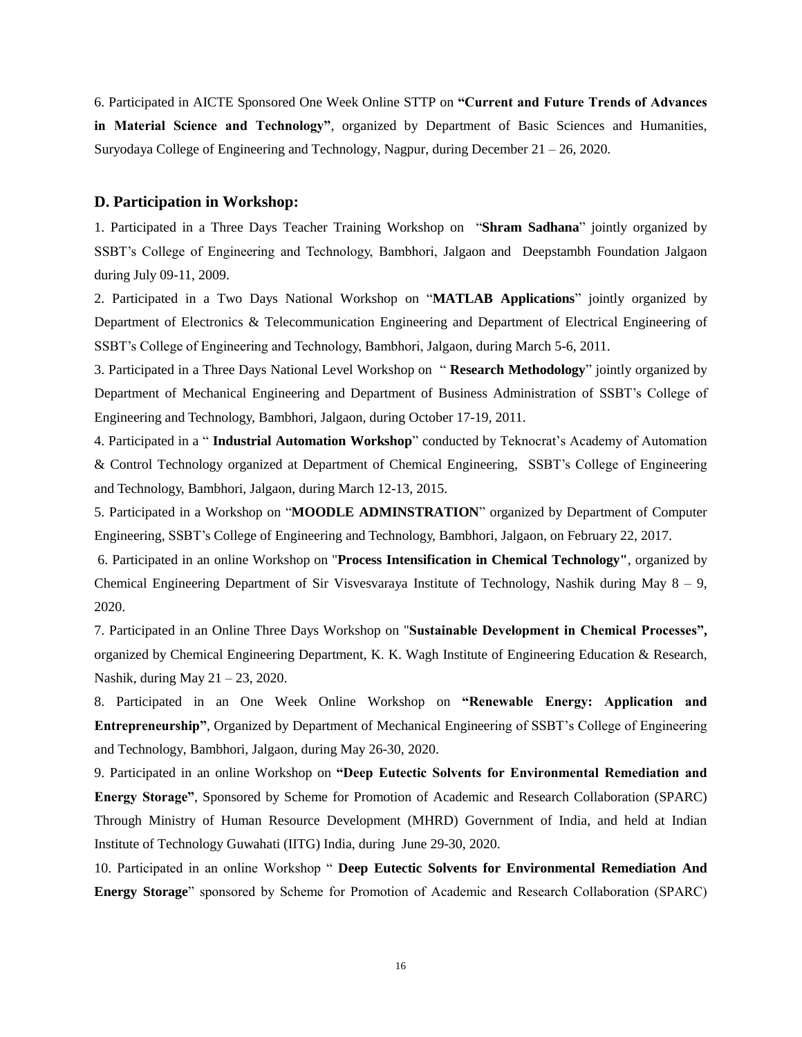6. Participated in AICTE Sponsored One Week Online STTP on **"Current and Future Trends of Advances in Material Science and Technology"**, organized by Department of Basic Sciences and Humanities, Suryodaya College of Engineering and Technology, Nagpur, during December 21 – 26, 2020.

### D. Participation in Workshop:

1. Participated in a Three Days Teacher Training Workshop on "**Shram Sadhana**" jointly organized by SSBT's College of Engineering and Technology, Bambhori, Jalgaon and Deepstambh Foundation Jalgaon during July 09-11, 2009.

2. Participated in a Two Days National Workshop on "**MATLAB Applications**" jointly organized by Department of Electronics & Telecommunication Engineering and Department of Electrical Engineering of SSBT's College of Engineering and Technology, Bambhori, Jalgaon, during March 5-6, 2011.

3. Participated in a Three Days National Level Workshop on " **Research Methodology**" jointly organized by Department of Mechanical Engineering and Department of Business Administration of SSBT's College of Engineering and Technology, Bambhori, Jalgaon, during October 17-19, 2011.

4. Participated in a " **Industrial Automation Workshop**" conducted by Teknocrat's Academy of Automation & Control Technology organized at Department of Chemical Engineering, SSBT's College of Engineering and Technology, Bambhori, Jalgaon, during March 12-13, 2015.

5. Participated in a Workshop on "**MOODLE ADMINSTRATION**" organized by Department of Computer Engineering, SSBT's College of Engineering and Technology, Bambhori, Jalgaon, on February 22, 2017.

6. Participated in an online Workshop on "**Process Intensification in Chemical Technology"**, organized by Chemical Engineering Department of Sir Visvesvaraya Institute of Technology, Nashik during May 8 – 9, 2020.

7. Participated in an Online Three Days Workshop on "**Sustainable Development in Chemical Processes",** organized by Chemical Engineering Department, K. K. Wagh Institute of Engineering Education & Research, Nashik, during May 21 – 23, 2020.

8. Participated in an One Week Online Workshop on **"Renewable Energy: Application and Entrepreneurship"**, Organized by Department of Mechanical Engineering of SSBT's College of Engineering and Technology, Bambhori, Jalgaon, during May 26-30, 2020.

9. Participated in an online Workshop on **"Deep Eutectic Solvents for Environmental Remediation and Energy Storage"**, Sponsored by Scheme for Promotion of Academic and Research Collaboration (SPARC) Through Ministry of Human Resource Development (MHRD) Government of India, and held at Indian Institute of Technology Guwahati (IITG) India, during June 29-30, 2020.

10. Participated in an online Workshop " **Deep Eutectic Solvents for Environmental Remediation And Energy Storage**" sponsored by Scheme for Promotion of Academic and Research Collaboration (SPARC)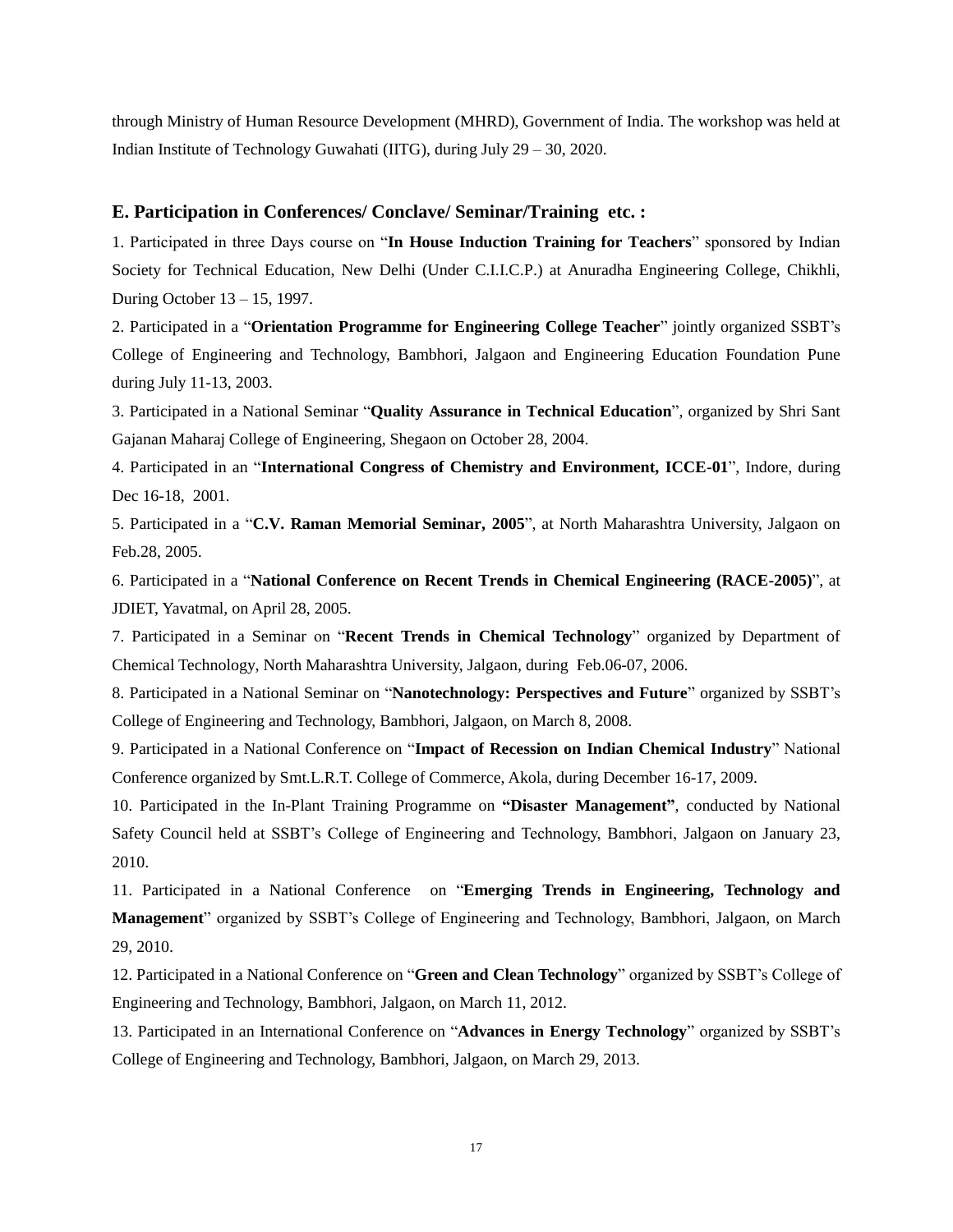through Ministry of Human Resource Development (MHRD), Government of India. The workshop was held at Indian Institute of Technology Guwahati (IITG), during July 29 – 30, 2020.

### E. Participation in Conferences/ Conclave/ Seminar/Training etc. :

1. Participated in three Days course on "**In House Induction Training for Teachers**" sponsored by Indian Society for Technical Education, New Delhi (Under C.I.I.C.P.) at Anuradha Engineering College, Chikhli, During October 13 – 15, 1997.

2. Participated in a "**Orientation Programme for Engineering College Teacher**" jointly organized SSBT's College of Engineering and Technology, Bambhori, Jalgaon and Engineering Education Foundation Pune during July 11-13, 2003.

3. Participated in a National Seminar "**Quality Assurance in Technical Education**", organized by Shri Sant Gajanan Maharaj College of Engineering, Shegaon on October 28, 2004.

4. Participated in an "**International Congress of Chemistry and Environment, ICCE-01**", Indore, during Dec 16-18, 2001.

5. Participated in a "**C.V. Raman Memorial Seminar, 2005**", at North Maharashtra University, Jalgaon on Feb.28, 2005.

6. Participated in a "**National Conference on Recent Trends in Chemical Engineering (RACE-2005)**", at JDIET, Yavatmal, on April 28, 2005.

7. Participated in a Seminar on "**Recent Trends in Chemical Technology**" organized by Department of Chemical Technology, North Maharashtra University, Jalgaon, during Feb.06-07, 2006.

8. Participated in a National Seminar on "**Nanotechnology: Perspectives and Future**" organized by SSBT's College of Engineering and Technology, Bambhori, Jalgaon, on March 8, 2008.

9. Participated in a National Conference on "**Impact of Recession on Indian Chemical Industry**" National Conference organized by Smt.L.R.T. College of Commerce, Akola, during December 16-17, 2009.

10. Participated in the In-Plant Training Programme on **"Disaster Management"**, conducted by National Safety Council held at SSBT's College of Engineering and Technology, Bambhori, Jalgaon on January 23, 2010.

11. Participated in a National Conference on "**Emerging Trends in Engineering, Technology and Management**" organized by SSBT's College of Engineering and Technology, Bambhori, Jalgaon, on March 29, 2010.

12. Participated in a National Conference on "**Green and Clean Technology**" organized by SSBT's College of Engineering and Technology, Bambhori, Jalgaon, on March 11, 2012.

13. Participated in an International Conference on "**Advances in Energy Technology**" organized by SSBT's College of Engineering and Technology, Bambhori, Jalgaon, on March 29, 2013.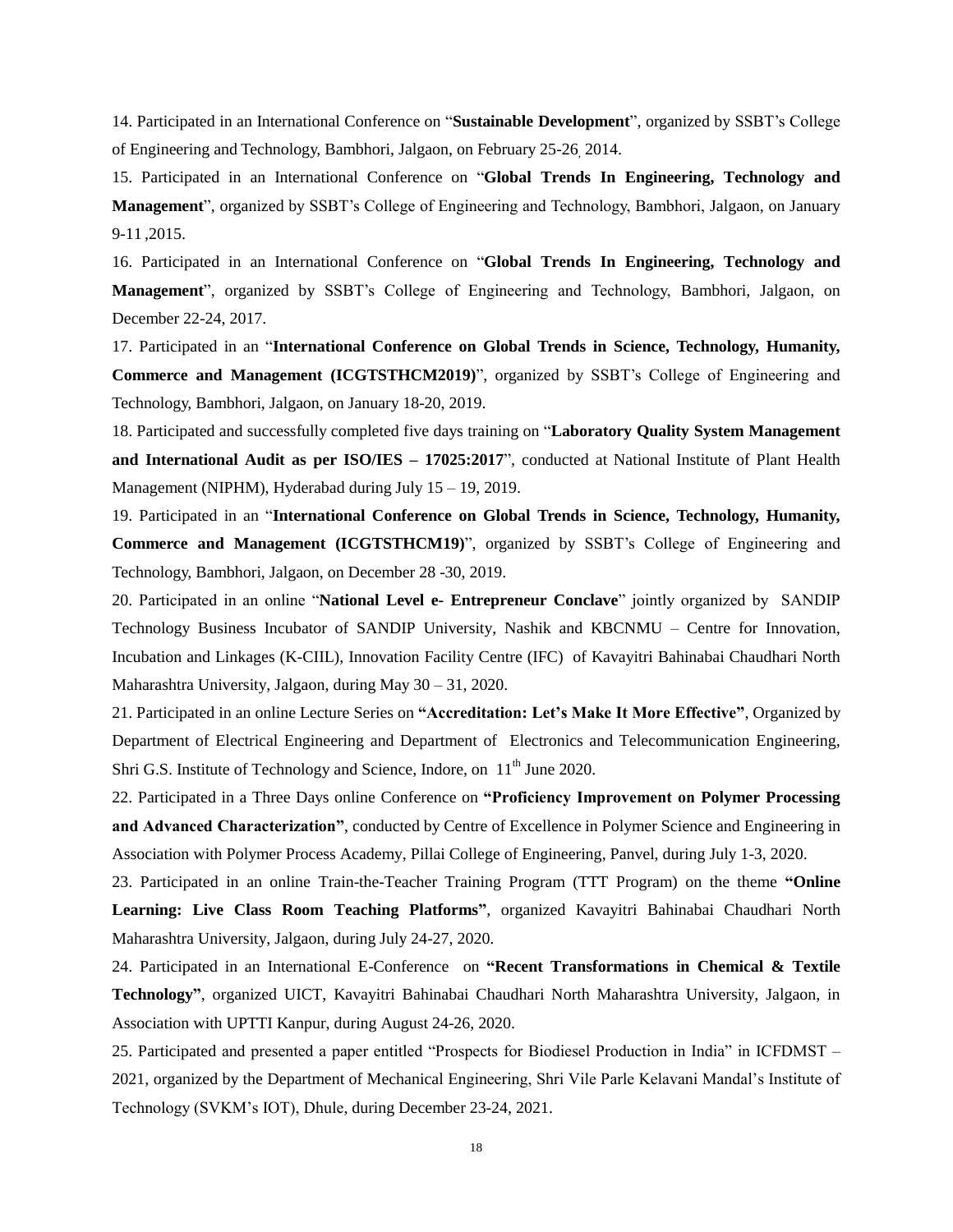14. Participated in an International Conference on "**Sustainable Development**", organized by SSBT's College of Engineering and Technology, Bambhori, Jalgaon, on February 25-26, 2014.

15. Participated in an International Conference on "**Global Trends In Engineering, Technology and Management**", organized by SSBT's College of Engineering and Technology, Bambhori, Jalgaon, on January 9-11 ,2015.

16. Participated in an International Conference on "**Global Trends In Engineering, Technology and Management**", organized by SSBT's College of Engineering and Technology, Bambhori, Jalgaon, on December 22-24, 2017.

17. Participated in an "**International Conference on Global Trends in Science, Technology, Humanity, Commerce and Management (ICGTSTHCM2019)**", organized by SSBT's College of Engineering and Technology, Bambhori, Jalgaon, on January 18-20, 2019.

18. Participated and successfully completed five days training on "**Laboratory Quality System Management and International Audit as per ISO/IES – 17025:2017**", conducted at National Institute of Plant Health Management (NIPHM), Hyderabad during July 15 – 19, 2019.

19. Participated in an "**International Conference on Global Trends in Science, Technology, Humanity, Commerce and Management (ICGTSTHCM19)**", organized by SSBT's College of Engineering and Technology, Bambhori, Jalgaon, on December 28 -30, 2019.

20. Participated in an online "**National Level e- Entrepreneur Conclave**" jointly organized by SANDIP Technology Business Incubator of SANDIP University, Nashik and KBCNMU – Centre for Innovation, Incubation and Linkages (K-CIIL), Innovation Facility Centre (IFC) of Kavayitri Bahinabai Chaudhari North Maharashtra University, Jalgaon, during May 30 – 31, 2020.

21. Participated in an online Lecture Series on **"Accreditation: Let's Make It More Effective"**, Organized by Department of Electrical Engineering and Department of Electronics and Telecommunication Engineering, Shri G.S. Institute of Technology and Science, Indore, on 11th June 2020.

22. Participated in a Three Days online Conference on **"Proficiency Improvement on Polymer Processing and Advanced Characterization"**, conducted by Centre of Excellence in Polymer Science and Engineering in Association with Polymer Process Academy, Pillai College of Engineering, Panvel, during July 1-3, 2020.

23. Participated in an online Train-the-Teacher Training Program (TTT Program) on the theme **"Online Learning: Live Class Room Teaching Platforms"**, organized Kavayitri Bahinabai Chaudhari North Maharashtra University, Jalgaon, during July 24-27, 2020.

24. Participated in an International E-Conference on **"Recent Transformations in Chemical & Textile Technology"**, organized UICT, Kavayitri Bahinabai Chaudhari North Maharashtra University, Jalgaon, in Association with UPTTI Kanpur, during August 24-26, 2020.

25. Participated and presented a paper entitled "Prospects for Biodiesel Production in India" in ICFDMST – 2021, organized by the Department of Mechanical Engineering, Shri Vile Parle Kelavani Mandal's Institute of Technology (SVKM's IOT), Dhule, during December 23-24, 2021.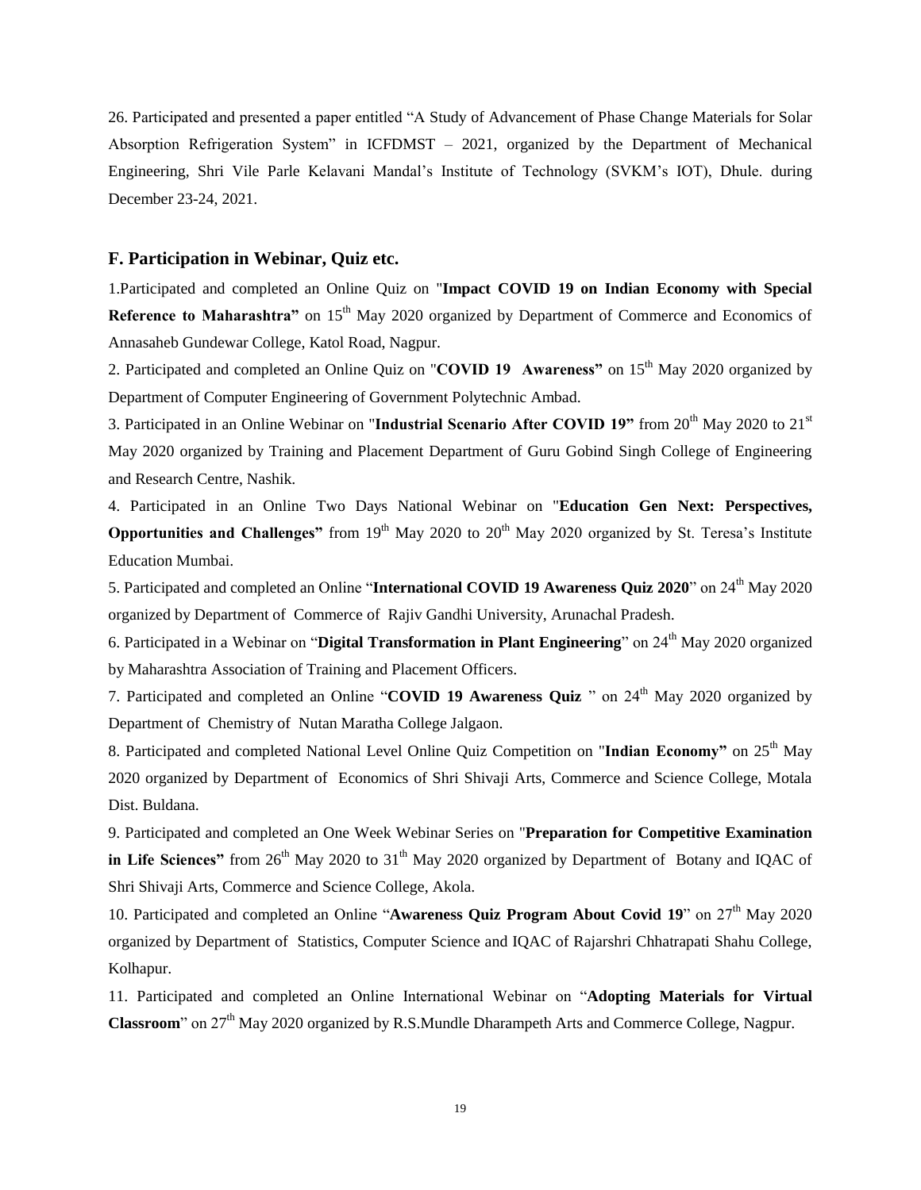26. Participated and presented a paper entitled "A Study of Advancement of Phase Change Materials for Solar Absorption Refrigeration System" in ICFDMST – 2021, organized by the Department of Mechanical Engineering, Shri Vile Parle Kelavani Mandal's Institute of Technology (SVKM's IOT), Dhule. during December 23-24, 2021.

## F. Participation in Webinar, Quiz etc.

1.Participated and completed an Online Quiz on "**Impact COVID 19 on Indian Economy with Special Reference to Maharashtra"** on 15th May 2020 organized by Department of Commerce and Economics of Annasaheb Gundewar College, Katol Road, Nagpur.

2. Participated and completed an Online Quiz on "**COVID 19 Awareness"** on 15th May 2020 organized by Department of Computer Engineering of Government Polytechnic Ambad.

3. Participated in an Online Webinar on "**Industrial Scenario After COVID 19"** from 20th May 2020 to 21st May 2020 organized by Training and Placement Department of Guru Gobind Singh College of Engineering and Research Centre, Nashik.

4. Participated in an Online Two Days National Webinar on "**Education Gen Next: Perspectives, Opportunities and Challenges"** from 19th May 2020 to 20th May 2020 organized by St. Teresa's Institute Education Mumbai.

5. Participated and completed an Online "**International COVID 19 Awareness Quiz 2020**" on 24th May 2020 organized by Department of Commerce of Rajiv Gandhi University, Arunachal Pradesh.

6. Participated in a Webinar on "**Digital Transformation in Plant Engineering**" on 24th May 2020 organized by Maharashtra Association of Training and Placement Officers.

7. Participated and completed an Online "**COVID 19 Awareness Quiz** " on 24th May 2020 organized by Department of Chemistry of Nutan Maratha College Jalgaon.

8. Participated and completed National Level Online Quiz Competition on "**Indian Economy"** on 25th May 2020 organized by Department of Economics of Shri Shivaji Arts, Commerce and Science College, Motala Dist. Buldana.

9. Participated and completed an One Week Webinar Series on "**Preparation for Competitive Examination in Life Sciences"** from 26th May 2020 to 31th May 2020 organized by Department of Botany and IQAC of Shri Shivaji Arts, Commerce and Science College, Akola.

10. Participated and completed an Online "**Awareness Quiz Program About Covid 19**" on 27th May 2020 organized by Department of Statistics, Computer Science and IQAC of Rajarshri Chhatrapati Shahu College, Kolhapur.

11. Participated and completed an Online International Webinar on "**Adopting Materials for Virtual Classroom**" on 27th May 2020 organized by R.S.Mundle Dharampeth Arts and Commerce College, Nagpur.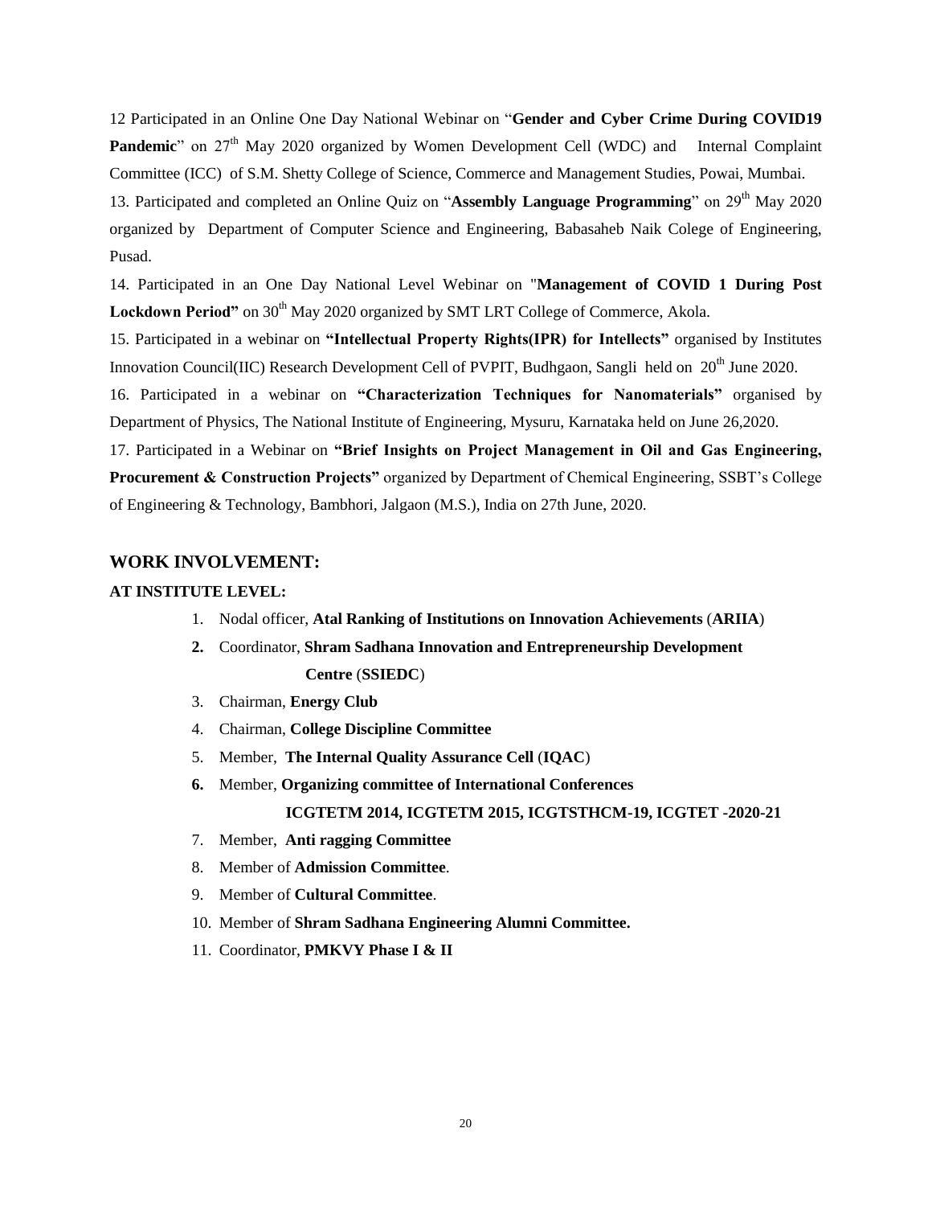12 Participated in an Online One Day National Webinar on "**Gender and Cyber Crime During COVID19 Pandemic**" on 27th May 2020 organized by Women Development Cell (WDC) and Internal Complaint Committee (ICC) of S.M. Shetty College of Science, Commerce and Management Studies, Powai, Mumbai.

13. Participated and completed an Online Quiz on "**Assembly Language Programming**" on 29th May 2020 organized by Department of Computer Science and Engineering, Babasaheb Naik Colege of Engineering, Pusad.

14. Participated in an One Day National Level Webinar on "**Management of COVID 1 During Post Lockdown Period"** on 30th May 2020 organized by SMT LRT College of Commerce, Akola.

15. Participated in a webinar on **"Intellectual Property Rights(IPR) for Intellects"** organised by Institutes Innovation Council(IIC) Research Development Cell of PVPIT, Budhgaon, Sangli held on 20th June 2020.

16. Participated in a webinar on **"Characterization Techniques for Nanomaterials"** organised by Department of Physics, The National Institute of Engineering, Mysuru, Karnataka held on June 26,2020.

17. Participated in a Webinar on **"Brief Insights on Project Management in Oil and Gas Engineering, Procurement & Construction Projects"** organized by Department of Chemical Engineering, SSBT's College of Engineering & Technology, Bambhori, Jalgaon (M.S.), India on 27th June, 2020.

## WORK INVOLVEMENT:

### AT INSTITUTE LEVEL:

1. Nodal officer, **Atal Ranking of Institutions on Innovation Achievements** (**ARIIA**)
2. Coordinator, **Shram Sadhana Innovation and Entrepreneurship Development Centre** (**SSIEDC**)
3. Chairman, **Energy Club**
4. Chairman, **College Discipline Committee**
5. Member, **The Internal Quality Assurance Cell** (**IQAC**)
6. Member, **Organizing committee of International Conferences ICGTETM 2014, ICGTETM 2015, ICGTSTHCM-19, ICGTET -2020-21**
7. Member, **Anti ragging Committee**
8. Member of **Admission Committee**.
9. Member of **Cultural Committee**.
10. Member of **Shram Sadhana Engineering Alumni Committee.**
11. Coordinator, **PMKVY Phase I & II**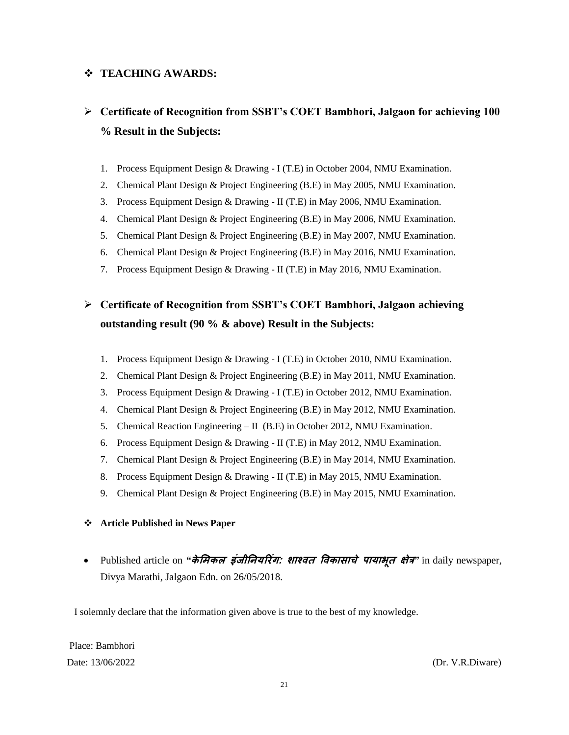## ❖ TEACHING AWARDS:

### ➢ Certificate of Recognition from SSBT's COET Bambhori, Jalgaon for achieving 100 % Result in the Subjects:

1. Process Equipment Design & Drawing - I (T.E) in October 2004, NMU Examination.
2. Chemical Plant Design & Project Engineering (B.E) in May 2005, NMU Examination.
3. Process Equipment Design & Drawing - II (T.E) in May 2006, NMU Examination.
4. Chemical Plant Design & Project Engineering (B.E) in May 2006, NMU Examination.
5. Chemical Plant Design & Project Engineering (B.E) in May 2007, NMU Examination.
6. Chemical Plant Design & Project Engineering (B.E) in May 2016, NMU Examination.
7. Process Equipment Design & Drawing - II (T.E) in May 2016, NMU Examination.

### ➢ Certificate of Recognition from SSBT's COET Bambhori, Jalgaon achieving outstanding result (90 % & above) Result in the Subjects:

1. Process Equipment Design & Drawing - I (T.E) in October 2010, NMU Examination.
2. Chemical Plant Design & Project Engineering (B.E) in May 2011, NMU Examination.
3. Process Equipment Design & Drawing - I (T.E) in October 2012, NMU Examination.
4. Chemical Plant Design & Project Engineering (B.E) in May 2012, NMU Examination.
5. Chemical Reaction Engineering – II (B.E) in October 2012, NMU Examination.
6. Process Equipment Design & Drawing - II (T.E) in May 2012, NMU Examination.
7. Chemical Plant Design & Project Engineering (B.E) in May 2014, NMU Examination.
8. Process Equipment Design & Drawing - II (T.E) in May 2015, NMU Examination.
9. Chemical Plant Design & Project Engineering (B.E) in May 2015, NMU Examination.

### ❖ Article Published in News Paper

- Published article on "***केमिकल इंजीनियरिंग: शाश्वत विकासाचे पायाभूत क्षेत्र***" in daily newspaper, Divya Marathi, Jalgaon Edn. on 26/05/2018.

I solemnly declare that the information given above is true to the best of my knowledge.

Place: Bambhori

Date: 13/06/2022

(Dr. V.R.Diware)